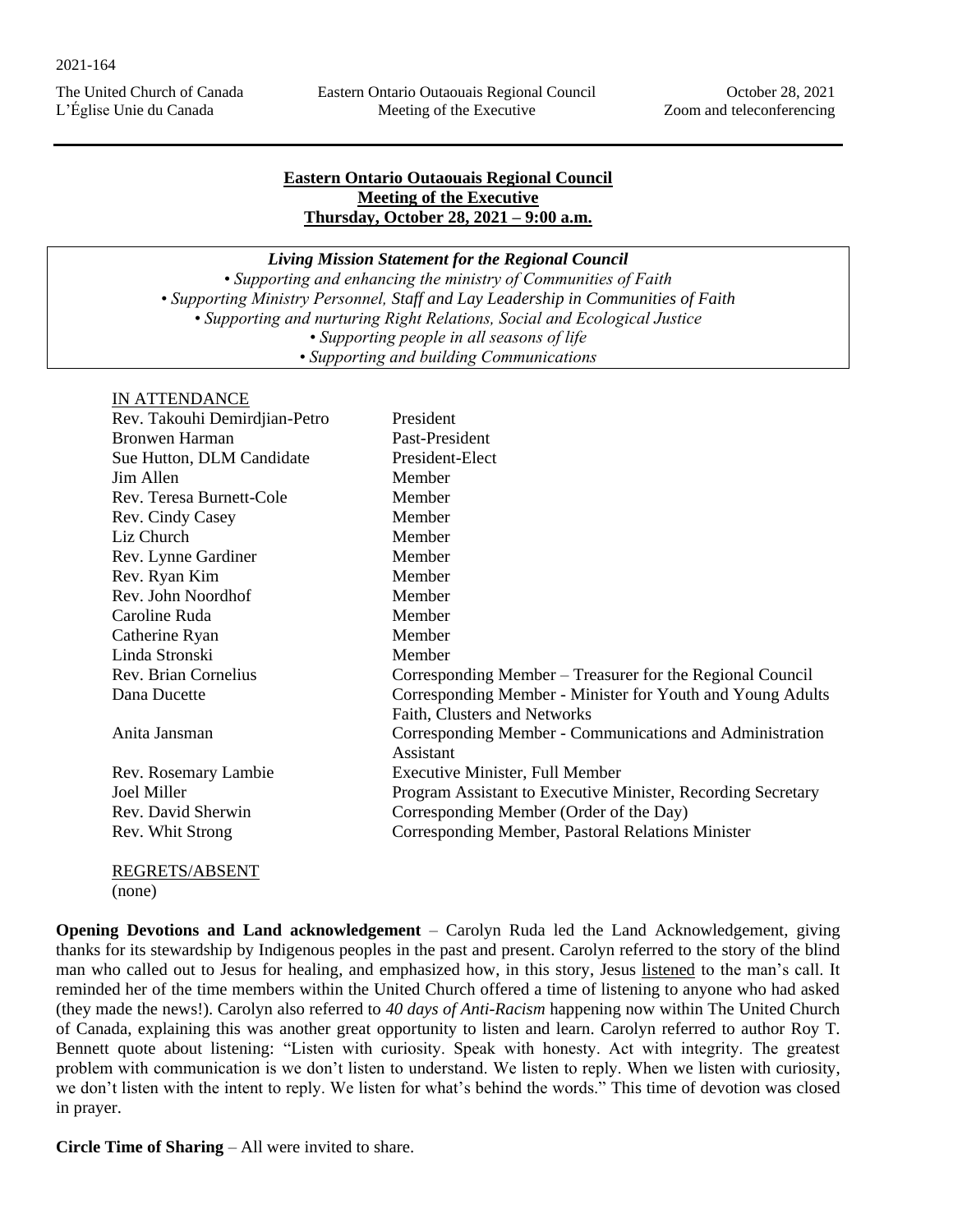2021-164

The United Church of Canada
L'Église Unie du Canada

Eastern Ontario Outaouais Regional Council
Meeting of the Executive

October 28, 2021
Zoom and teleconferencing

**Eastern Ontario Outaouais Regional Council**
**Meeting of the Executive**
**Thursday, October 28, 2021 – 9:00 a.m.**

***Living Mission Statement for the Regional Council***
*• Supporting and enhancing the ministry of Communities of Faith*
*• Supporting Ministry Personnel, Staff and Lay Leadership in Communities of Faith*
*• Supporting and nurturing Right Relations, Social and Ecological Justice*
*• Supporting people in all seasons of life*
*• Supporting and building Communications*

IN ATTENDANCE

| | |
|---|---|
| Rev. Takouhi Demirdjian-Petro | President |
| Bronwen Harman | Past-President |
| Sue Hutton, DLM Candidate | President-Elect |
| Jim Allen | Member |
| Rev. Teresa Burnett-Cole | Member |
| Rev. Cindy Casey | Member |
| Liz Church | Member |
| Rev. Lynne Gardiner | Member |
| Rev. Ryan Kim | Member |
| Rev. John Noordhof | Member |
| Caroline Ruda | Member |
| Catherine Ryan | Member |
| Linda Stronski | Member |
| Rev. Brian Cornelius | Corresponding Member – Treasurer for the Regional Council |
| Dana Ducette | Corresponding Member - Minister for Youth and Young Adults Faith, Clusters and Networks |
| Anita Jansman | Corresponding Member - Communications and Administration Assistant |
| Rev. Rosemary Lambie | Executive Minister, Full Member |
| Joel Miller | Program Assistant to Executive Minister, Recording Secretary |
| Rev. David Sherwin | Corresponding Member (Order of the Day) |
| Rev. Whit Strong | Corresponding Member, Pastoral Relations Minister |

REGRETS/ABSENT
(none)

**Opening Devotions and Land acknowledgement** – Carolyn Ruda led the Land Acknowledgement, giving thanks for its stewardship by Indigenous peoples in the past and present. Carolyn referred to the story of the blind man who called out to Jesus for healing, and emphasized how, in this story, Jesus listened to the man's call. It reminded her of the time members within the United Church offered a time of listening to anyone who had asked (they made the news!). Carolyn also referred to *40 days of Anti-Racism* happening now within The United Church of Canada, explaining this was another great opportunity to listen and learn. Carolyn referred to author Roy T. Bennett quote about listening: "Listen with curiosity. Speak with honesty. Act with integrity. The greatest problem with communication is we don't listen to understand. We listen to reply. When we listen with curiosity, we don't listen with the intent to reply. We listen for what's behind the words." This time of devotion was closed in prayer.

**Circle Time of Sharing** – All were invited to share.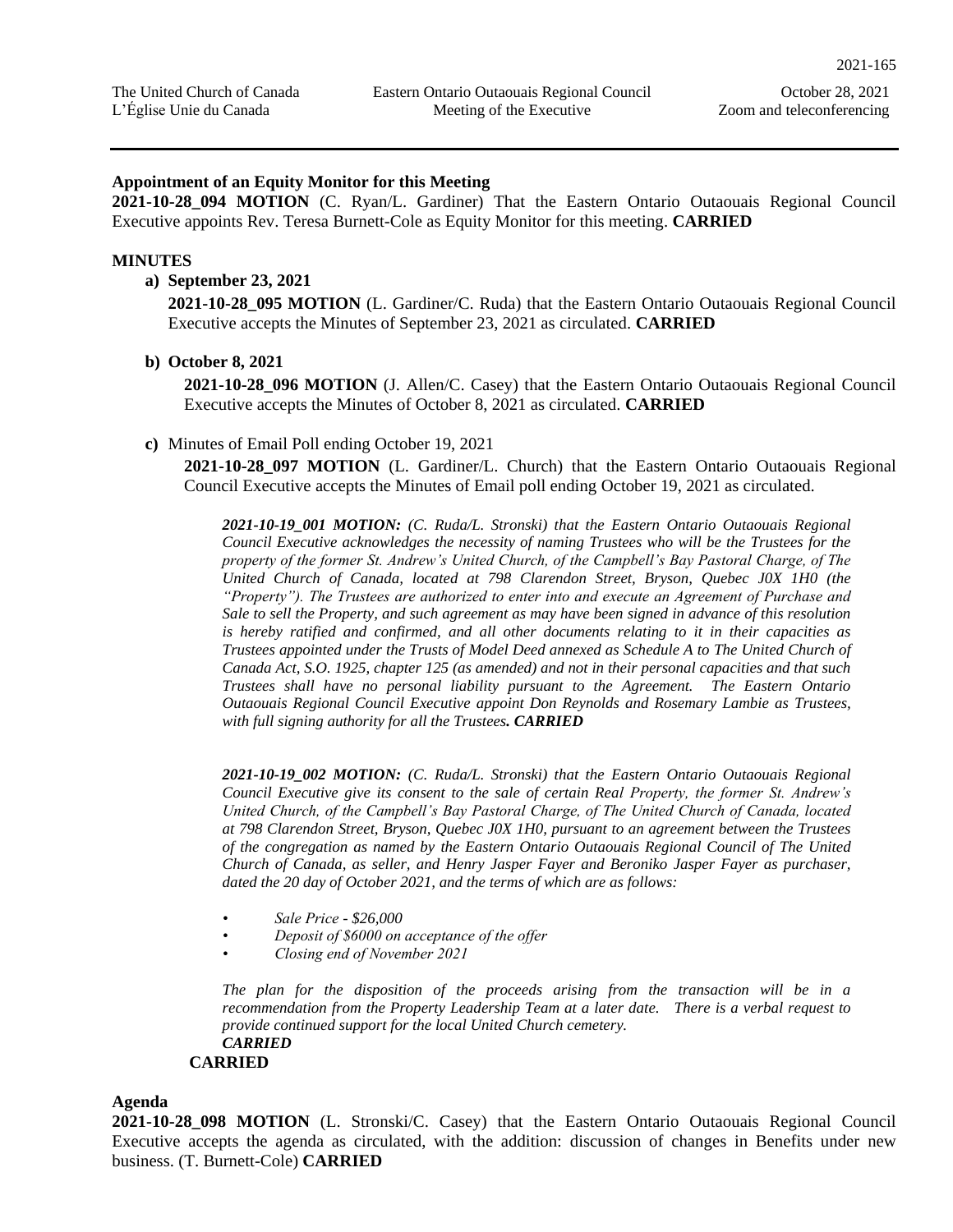### Appointment of an Equity Monitor for this Meeting

**2021-10-28_094 MOTION** (C. Ryan/L. Gardiner) That the Eastern Ontario Outaouais Regional Council Executive appoints Rev. Teresa Burnett-Cole as Equity Monitor for this meeting. **CARRIED**

### MINUTES

**a) September 23, 2021**

**2021-10-28_095 MOTION** (L. Gardiner/C. Ruda) that the Eastern Ontario Outaouais Regional Council Executive accepts the Minutes of September 23, 2021 as circulated. **CARRIED**

**b) October 8, 2021**

**2021-10-28_096 MOTION** (J. Allen/C. Casey) that the Eastern Ontario Outaouais Regional Council Executive accepts the Minutes of October 8, 2021 as circulated. **CARRIED**

**c)** Minutes of Email Poll ending October 19, 2021

**2021-10-28_097 MOTION** (L. Gardiner/L. Church) that the Eastern Ontario Outaouais Regional Council Executive accepts the Minutes of Email poll ending October 19, 2021 as circulated.

> ***2021-10-19_001 MOTION:*** *(C. Ruda/L. Stronski) that the Eastern Ontario Outaouais Regional Council Executive acknowledges the necessity of naming Trustees who will be the Trustees for the property of the former St. Andrew's United Church, of the Campbell's Bay Pastoral Charge, of The United Church of Canada, located at 798 Clarendon Street, Bryson, Quebec J0X 1H0 (the "Property"). The Trustees are authorized to enter into and execute an Agreement of Purchase and Sale to sell the Property, and such agreement as may have been signed in advance of this resolution is hereby ratified and confirmed, and all other documents relating to it in their capacities as Trustees appointed under the Trusts of Model Deed annexed as Schedule A to The United Church of Canada Act, S.O. 1925, chapter 125 (as amended) and not in their personal capacities and that such Trustees shall have no personal liability pursuant to the Agreement. The Eastern Ontario Outaouais Regional Council Executive appoint Don Reynolds and Rosemary Lambie as Trustees, with full signing authority for all the Trustees.* ***CARRIED***
>
> ***2021-10-19_002 MOTION:*** *(C. Ruda/L. Stronski) that the Eastern Ontario Outaouais Regional Council Executive give its consent to the sale of certain Real Property, the former St. Andrew's United Church, of the Campbell's Bay Pastoral Charge, of The United Church of Canada, located at 798 Clarendon Street, Bryson, Quebec J0X 1H0, pursuant to an agreement between the Trustees of the congregation as named by the Eastern Ontario Outaouais Regional Council of The United Church of Canada, as seller, and Henry Jasper Fayer and Beroniko Jasper Fayer as purchaser, dated the 20 day of October 2021, and the terms of which are as follows:*
>
> - *Sale Price - $26,000*
> - *Deposit of $6000 on acceptance of the offer*
> - *Closing end of November 2021*
>
> *The plan for the disposition of the proceeds arising from the transaction will be in a recommendation from the Property Leadership Team at a later date. There is a verbal request to provide continued support for the local United Church cemetery.*
> ***CARRIED***

**CARRIED**

### Agenda

**2021-10-28_098 MOTION** (L. Stronski/C. Casey) that the Eastern Ontario Outaouais Regional Council Executive accepts the agenda as circulated, with the addition: discussion of changes in Benefits under new business. (T. Burnett-Cole) **CARRIED**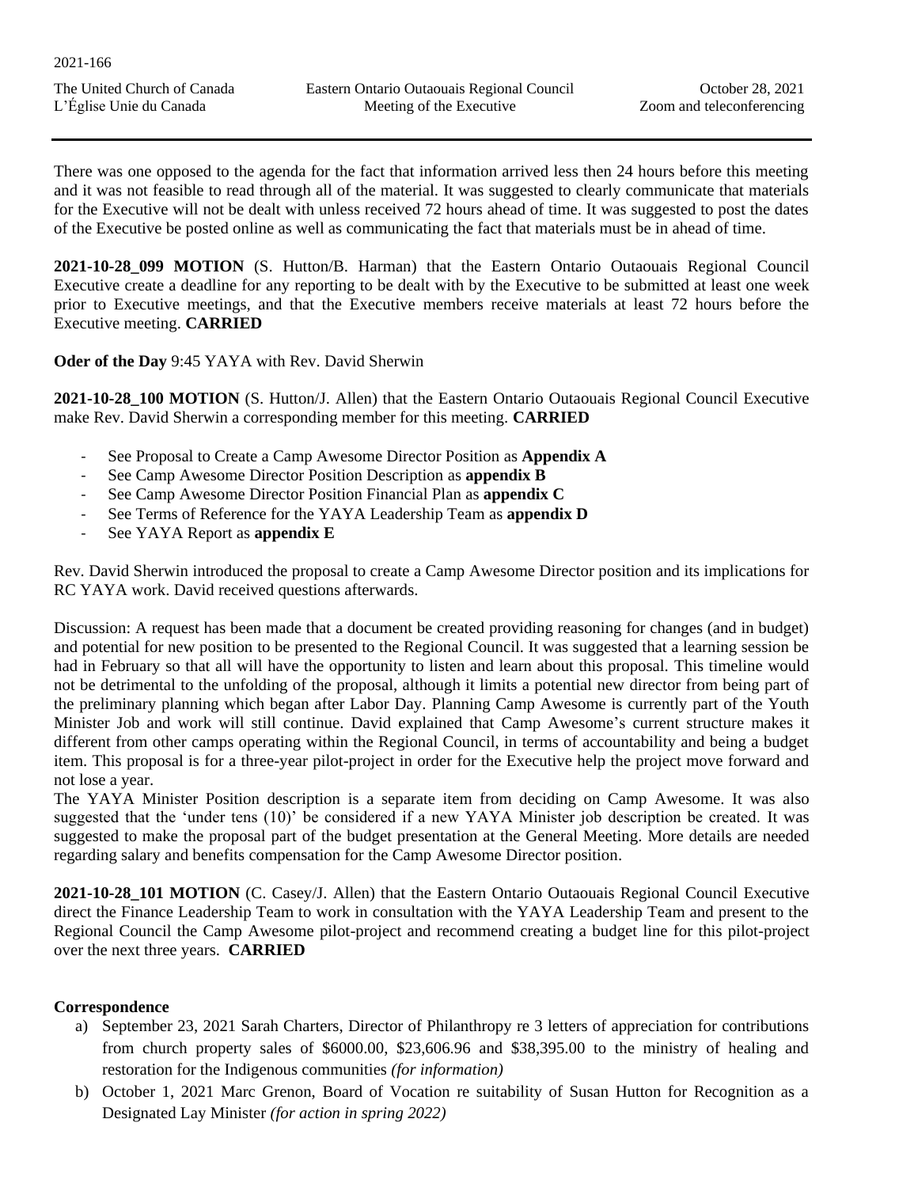There was one opposed to the agenda for the fact that information arrived less then 24 hours before this meeting and it was not feasible to read through all of the material. It was suggested to clearly communicate that materials for the Executive will not be dealt with unless received 72 hours ahead of time. It was suggested to post the dates of the Executive be posted online as well as communicating the fact that materials must be in ahead of time.

**2021-10-28_099 MOTION** (S. Hutton/B. Harman) that the Eastern Ontario Outaouais Regional Council Executive create a deadline for any reporting to be dealt with by the Executive to be submitted at least one week prior to Executive meetings, and that the Executive members receive materials at least 72 hours before the Executive meeting. **CARRIED**

**Oder of the Day** 9:45 YAYA with Rev. David Sherwin

**2021-10-28_100 MOTION** (S. Hutton/J. Allen) that the Eastern Ontario Outaouais Regional Council Executive make Rev. David Sherwin a corresponding member for this meeting. **CARRIED**

- See Proposal to Create a Camp Awesome Director Position as **Appendix A**
- See Camp Awesome Director Position Description as **appendix B**
- See Camp Awesome Director Position Financial Plan as **appendix C**
- See Terms of Reference for the YAYA Leadership Team as **appendix D**
- See YAYA Report as **appendix E**

Rev. David Sherwin introduced the proposal to create a Camp Awesome Director position and its implications for RC YAYA work. David received questions afterwards.

Discussion: A request has been made that a document be created providing reasoning for changes (and in budget) and potential for new position to be presented to the Regional Council. It was suggested that a learning session be had in February so that all will have the opportunity to listen and learn about this proposal. This timeline would not be detrimental to the unfolding of the proposal, although it limits a potential new director from being part of the preliminary planning which began after Labor Day. Planning Camp Awesome is currently part of the Youth Minister Job and work will still continue. David explained that Camp Awesome's current structure makes it different from other camps operating within the Regional Council, in terms of accountability and being a budget item. This proposal is for a three-year pilot-project in order for the Executive help the project move forward and not lose a year.
The YAYA Minister Position description is a separate item from deciding on Camp Awesome. It was also suggested that the 'under tens (10)' be considered if a new YAYA Minister job description be created. It was suggested to make the proposal part of the budget presentation at the General Meeting. More details are needed regarding salary and benefits compensation for the Camp Awesome Director position.

**2021-10-28_101 MOTION** (C. Casey/J. Allen) that the Eastern Ontario Outaouais Regional Council Executive direct the Finance Leadership Team to work in consultation with the YAYA Leadership Team and present to the Regional Council the Camp Awesome pilot-project and recommend creating a budget line for this pilot-project over the next three years. **CARRIED**

**Correspondence**

a) September 23, 2021 Sarah Charters, Director of Philanthropy re 3 letters of appreciation for contributions from church property sales of $6000.00, $23,606.96 and $38,395.00 to the ministry of healing and restoration for the Indigenous communities *(for information)*
b) October 1, 2021 Marc Grenon, Board of Vocation re suitability of Susan Hutton for Recognition as a Designated Lay Minister *(for action in spring 2022)*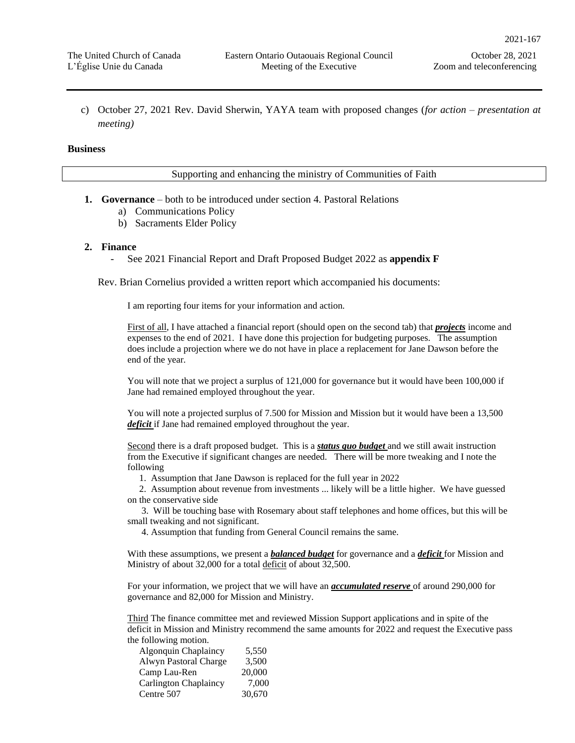c) October 27, 2021 Rev. David Sherwin, YAYA team with proposed changes (*for action – presentation at meeting)*

**Business**

Supporting and enhancing the ministry of Communities of Faith

1. **Governance** – both to be introduced under section 4. Pastoral Relations
   a) Communications Policy
   b) Sacraments Elder Policy

2. **Finance**
   - See 2021 Financial Report and Draft Proposed Budget 2022 as **appendix F**

Rev. Brian Cornelius provided a written report which accompanied his documents:

> I am reporting four items for your information and action.
>
> First of all, I have attached a financial report (should open on the second tab) that ***projects*** income and expenses to the end of 2021. I have done this projection for budgeting purposes. The assumption does include a projection where we do not have in place a replacement for Jane Dawson before the end of the year.
>
> You will note that we project a surplus of 121,000 for governance but it would have been 100,000 if Jane had remained employed throughout the year.
>
> You will note a projected surplus of 7.500 for Mission and Mission but it would have been a 13,500 ***deficit*** if Jane had remained employed throughout the year.
>
> Second there is a draft proposed budget. This is a ***status quo budget*** and we still await instruction from the Executive if significant changes are needed. There will be more tweaking and I note the following
>
> 1. Assumption that Jane Dawson is replaced for the full year in 2022
> 2. Assumption about revenue from investments ... likely will be a little higher. We have guessed on the conservative side
> 3. Will be touching base with Rosemary about staff telephones and home offices, but this will be small tweaking and not significant.
> 4. Assumption that funding from General Council remains the same.
>
> With these assumptions, we present a ***balanced budget*** for governance and a ***deficit*** for Mission and Ministry of about 32,000 for a total deficit of about 32,500.
>
> For your information, we project that we will have an ***accumulated reserve*** of around 290,000 for governance and 82,000 for Mission and Ministry.
>
> Third The finance committee met and reviewed Mission Support applications and in spite of the deficit in Mission and Ministry recommend the same amounts for 2022 and request the Executive pass the following motion.

| | |
|---|---|
| Algonquin Chaplaincy | 5,550 |
| Alwyn Pastoral Charge | 3,500 |
| Camp Lau-Ren | 20,000 |
| Carlington Chaplaincy | 7,000 |
| Centre 507 | 30,670 |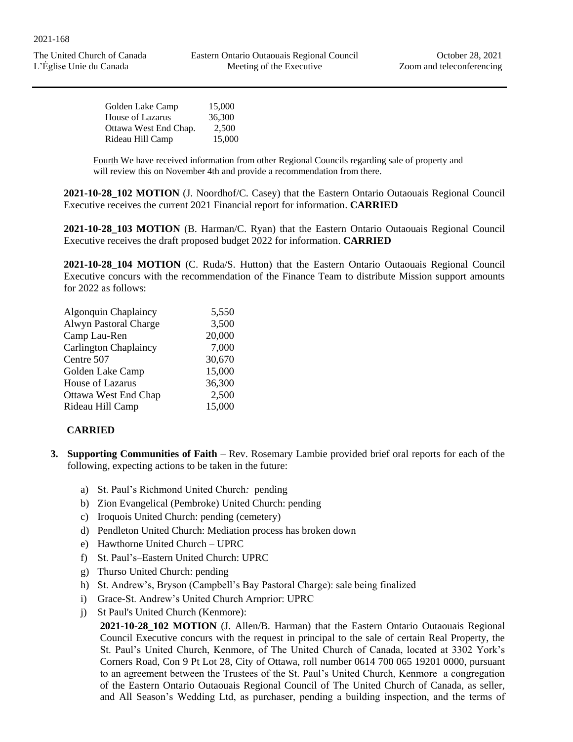| | |
|---|---|
| Golden Lake Camp | 15,000 |
| House of Lazarus | 36,300 |
| Ottawa West End Chap. | 2,500 |
| Rideau Hill Camp | 15,000 |

Fourth We have received information from other Regional Councils regarding sale of property and will review this on November 4th and provide a recommendation from there.

**2021-10-28_102 MOTION** (J. Noordhof/C. Casey) that the Eastern Ontario Outaouais Regional Council Executive receives the current 2021 Financial report for information. **CARRIED**

**2021-10-28_103 MOTION** (B. Harman/C. Ryan) that the Eastern Ontario Outaouais Regional Council Executive receives the draft proposed budget 2022 for information. **CARRIED**

**2021-10-28_104 MOTION** (C. Ruda/S. Hutton) that the Eastern Ontario Outaouais Regional Council Executive concurs with the recommendation of the Finance Team to distribute Mission support amounts for 2022 as follows:

| | |
|---|---|
| Algonquin Chaplaincy | 5,550 |
| Alwyn Pastoral Charge | 3,500 |
| Camp Lau-Ren | 20,000 |
| Carlington Chaplaincy | 7,000 |
| Centre 507 | 30,670 |
| Golden Lake Camp | 15,000 |
| House of Lazarus | 36,300 |
| Ottawa West End Chap | 2,500 |
| Rideau Hill Camp | 15,000 |

**CARRIED**

3. **Supporting Communities of Faith** – Rev. Rosemary Lambie provided brief oral reports for each of the following, expecting actions to be taken in the future:

   a) St. Paul's Richmond United Church*:* pending
   b) Zion Evangelical (Pembroke) United Church: pending
   c) Iroquois United Church: pending (cemetery)
   d) Pendleton United Church: Mediation process has broken down
   e) Hawthorne United Church – UPRC
   f) St. Paul's–Eastern United Church: UPRC
   g) Thurso United Church: pending
   h) St. Andrew's, Bryson (Campbell's Bay Pastoral Charge): sale being finalized
   i) Grace-St. Andrew's United Church Arnprior: UPRC
   j) St Paul's United Church (Kenmore):

      **2021-10-28_102 MOTION** (J. Allen/B. Harman) that the Eastern Ontario Outaouais Regional Council Executive concurs with the request in principal to the sale of certain Real Property, the St. Paul's United Church, Kenmore, of The United Church of Canada, located at 3302 York's Corners Road, Con 9 Pt Lot 28, City of Ottawa, roll number 0614 700 065 19201 0000, pursuant to an agreement between the Trustees of the St. Paul's United Church, Kenmore a congregation of the Eastern Ontario Outaouais Regional Council of The United Church of Canada, as seller, and All Season's Wedding Ltd, as purchaser, pending a building inspection, and the terms of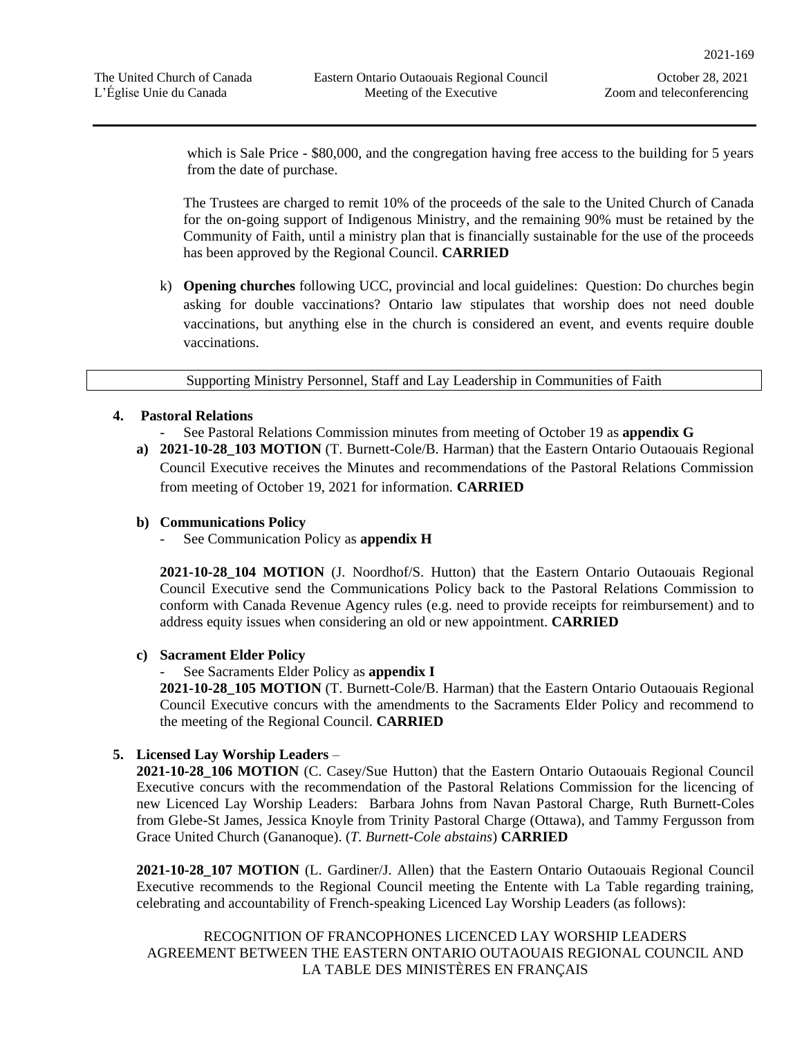which is Sale Price - $80,000, and the congregation having free access to the building for 5 years from the date of purchase.

The Trustees are charged to remit 10% of the proceeds of the sale to the United Church of Canada for the on-going support of Indigenous Ministry, and the remaining 90% must be retained by the Community of Faith, until a ministry plan that is financially sustainable for the use of the proceeds has been approved by the Regional Council. **CARRIED**

k) **Opening churches** following UCC, provincial and local guidelines: Question: Do churches begin asking for double vaccinations? Ontario law stipulates that worship does not need double vaccinations, but anything else in the church is considered an event, and events require double vaccinations.

## Supporting Ministry Personnel, Staff and Lay Leadership in Communities of Faith

**4. Pastoral Relations**

- See Pastoral Relations Commission minutes from meeting of October 19 as **appendix G**

**a) 2021-10-28_103 MOTION** (T. Burnett-Cole/B. Harman) that the Eastern Ontario Outaouais Regional Council Executive receives the Minutes and recommendations of the Pastoral Relations Commission from meeting of October 19, 2021 for information. **CARRIED**

**b) Communications Policy**

- See Communication Policy as **appendix H**

**2021-10-28_104 MOTION** (J. Noordhof/S. Hutton) that the Eastern Ontario Outaouais Regional Council Executive send the Communications Policy back to the Pastoral Relations Commission to conform with Canada Revenue Agency rules (e.g. need to provide receipts for reimbursement) and to address equity issues when considering an old or new appointment. **CARRIED**

**c) Sacrament Elder Policy**

- See Sacraments Elder Policy as **appendix I**

**2021-10-28_105 MOTION** (T. Burnett-Cole/B. Harman) that the Eastern Ontario Outaouais Regional Council Executive concurs with the amendments to the Sacraments Elder Policy and recommend to the meeting of the Regional Council. **CARRIED**

**5. Licensed Lay Worship Leaders** –

**2021-10-28_106 MOTION** (C. Casey/Sue Hutton) that the Eastern Ontario Outaouais Regional Council Executive concurs with the recommendation of the Pastoral Relations Commission for the licencing of new Licenced Lay Worship Leaders: Barbara Johns from Navan Pastoral Charge, Ruth Burnett-Coles from Glebe-St James, Jessica Knoyle from Trinity Pastoral Charge (Ottawa), and Tammy Fergusson from Grace United Church (Gananoque). (*T. Burnett-Cole abstains*) **CARRIED**

**2021-10-28_107 MOTION** (L. Gardiner/J. Allen) that the Eastern Ontario Outaouais Regional Council Executive recommends to the Regional Council meeting the Entente with La Table regarding training, celebrating and accountability of French-speaking Licenced Lay Worship Leaders (as follows):

RECOGNITION OF FRANCOPHONES LICENCED LAY WORSHIP LEADERS
AGREEMENT BETWEEN THE EASTERN ONTARIO OUTAOUAIS REGIONAL COUNCIL AND LA TABLE DES MINISTÈRES EN FRANÇAIS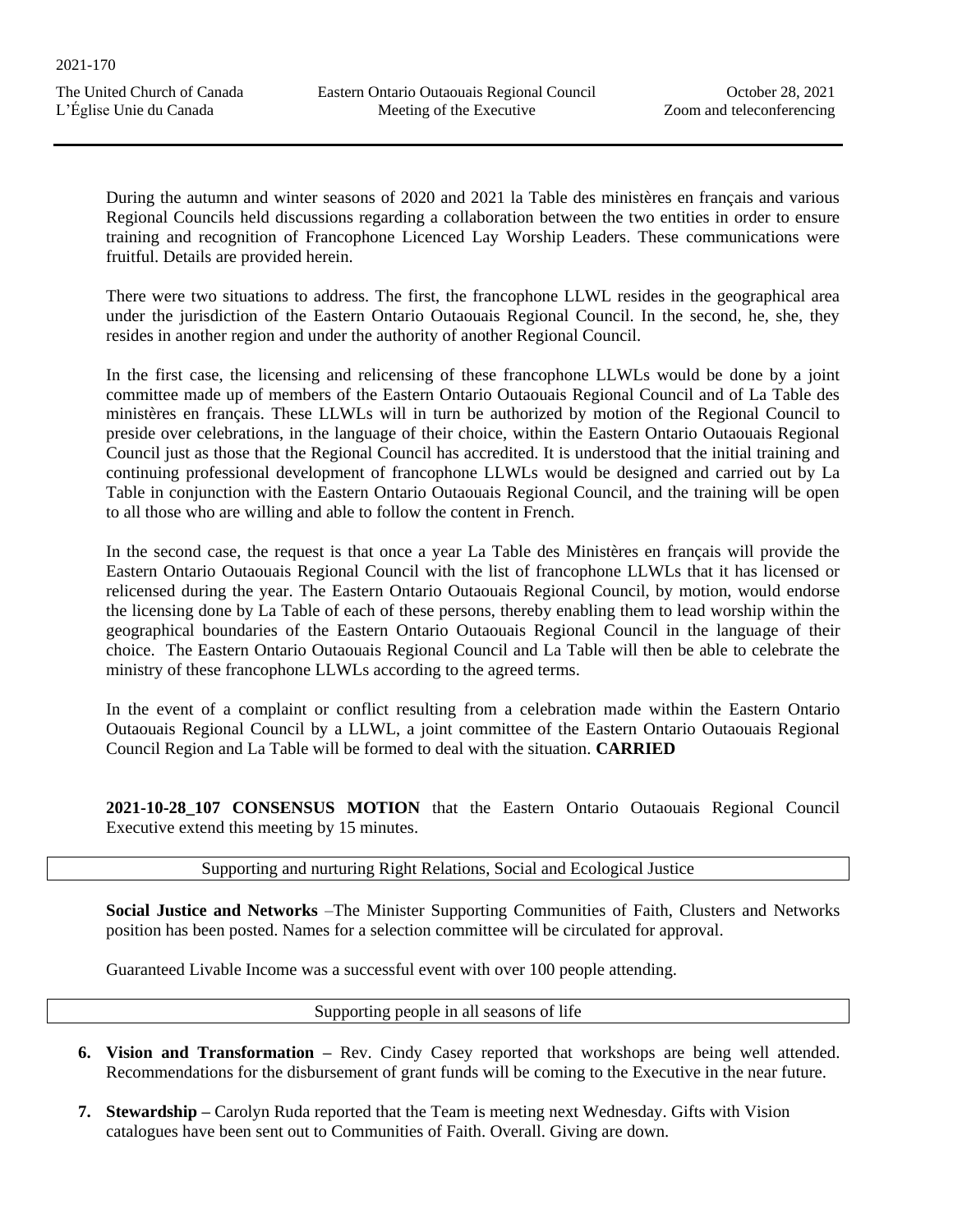During the autumn and winter seasons of 2020 and 2021 la Table des ministères en français and various Regional Councils held discussions regarding a collaboration between the two entities in order to ensure training and recognition of Francophone Licenced Lay Worship Leaders. These communications were fruitful. Details are provided herein.

There were two situations to address. The first, the francophone LLWL resides in the geographical area under the jurisdiction of the Eastern Ontario Outaouais Regional Council. In the second, he, she, they resides in another region and under the authority of another Regional Council.

In the first case, the licensing and relicensing of these francophone LLWLs would be done by a joint committee made up of members of the Eastern Ontario Outaouais Regional Council and of La Table des ministères en français. These LLWLs will in turn be authorized by motion of the Regional Council to preside over celebrations, in the language of their choice, within the Eastern Ontario Outaouais Regional Council just as those that the Regional Council has accredited. It is understood that the initial training and continuing professional development of francophone LLWLs would be designed and carried out by La Table in conjunction with the Eastern Ontario Outaouais Regional Council, and the training will be open to all those who are willing and able to follow the content in French.

In the second case, the request is that once a year La Table des Ministères en français will provide the Eastern Ontario Outaouais Regional Council with the list of francophone LLWLs that it has licensed or relicensed during the year. The Eastern Ontario Outaouais Regional Council, by motion, would endorse the licensing done by La Table of each of these persons, thereby enabling them to lead worship within the geographical boundaries of the Eastern Ontario Outaouais Regional Council in the language of their choice. The Eastern Ontario Outaouais Regional Council and La Table will then be able to celebrate the ministry of these francophone LLWLs according to the agreed terms.

In the event of a complaint or conflict resulting from a celebration made within the Eastern Ontario Outaouais Regional Council by a LLWL, a joint committee of the Eastern Ontario Outaouais Regional Council Region and La Table will be formed to deal with the situation. **CARRIED**

**2021-10-28_107 CONSENSUS MOTION** that the Eastern Ontario Outaouais Regional Council Executive extend this meeting by 15 minutes.

## Supporting and nurturing Right Relations, Social and Ecological Justice

**Social Justice and Networks** –The Minister Supporting Communities of Faith, Clusters and Networks position has been posted. Names for a selection committee will be circulated for approval.

Guaranteed Livable Income was a successful event with over 100 people attending.

## Supporting people in all seasons of life

6. **Vision and Transformation –** Rev. Cindy Casey reported that workshops are being well attended. Recommendations for the disbursement of grant funds will be coming to the Executive in the near future.

7. **Stewardship –** Carolyn Ruda reported that the Team is meeting next Wednesday. Gifts with Vision catalogues have been sent out to Communities of Faith. Overall. Giving are down.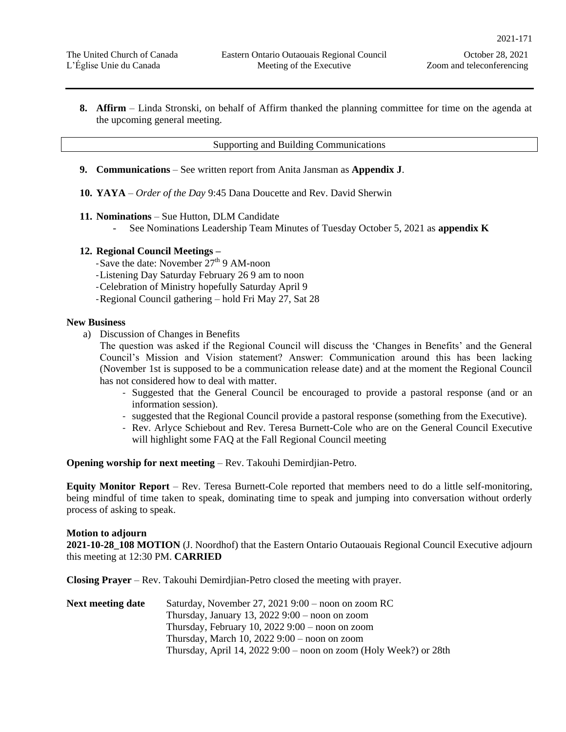8. **Affirm** – Linda Stronski, on behalf of Affirm thanked the planning committee for time on the agenda at the upcoming general meeting.

Supporting and Building Communications

9. **Communications** – See written report from Anita Jansman as **Appendix J**.

10. **YAYA** – *Order of the Day* 9:45 Dana Doucette and Rev. David Sherwin

11. **Nominations** – Sue Hutton, DLM Candidate
    - See Nominations Leadership Team Minutes of Tuesday October 5, 2021 as **appendix K**

12. **Regional Council Meetings –**
    - Save the date: November 27th 9 AM-noon
    - Listening Day Saturday February 26 9 am to noon
    - Celebration of Ministry hopefully Saturday April 9
    - Regional Council gathering – hold Fri May 27, Sat 28

**New Business**

a) Discussion of Changes in Benefits

The question was asked if the Regional Council will discuss the 'Changes in Benefits' and the General Council's Mission and Vision statement? Answer: Communication around this has been lacking (November 1st is supposed to be a communication release date) and at the moment the Regional Council has not considered how to deal with matter.

- Suggested that the General Council be encouraged to provide a pastoral response (and or an information session).
- suggested that the Regional Council provide a pastoral response (something from the Executive).
- Rev. Arlyce Schiebout and Rev. Teresa Burnett-Cole who are on the General Council Executive will highlight some FAQ at the Fall Regional Council meeting

**Opening worship for next meeting** – Rev. Takouhi Demirdjian-Petro.

**Equity Monitor Report** – Rev. Teresa Burnett-Cole reported that members need to do a little self-monitoring, being mindful of time taken to speak, dominating time to speak and jumping into conversation without orderly process of asking to speak.

**Motion to adjourn**

**2021-10-28_108 MOTION** (J. Noordhof) that the Eastern Ontario Outaouais Regional Council Executive adjourn this meeting at 12:30 PM. **CARRIED**

**Closing Prayer** – Rev. Takouhi Demirdjian-Petro closed the meeting with prayer.

**Next meeting date**

Saturday, November 27, 2021 9:00 – noon on zoom RC
Thursday, January 13, 2022 9:00 – noon on zoom
Thursday, February 10, 2022 9:00 – noon on zoom
Thursday, March 10, 2022 9:00 – noon on zoom
Thursday, April 14, 2022 9:00 – noon on zoom (Holy Week?) or 28th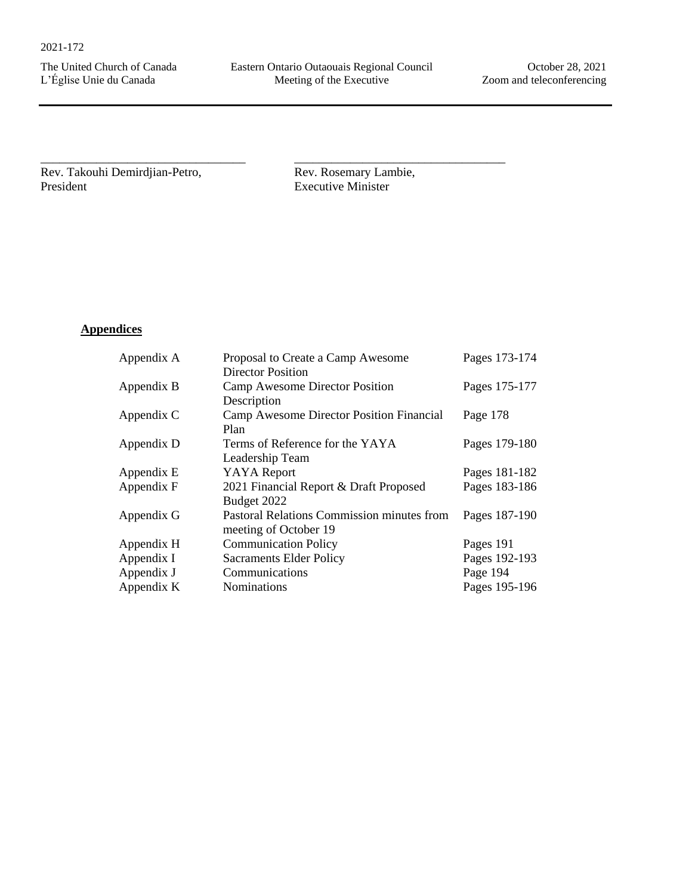\_\_\_\_\_\_\_\_\_\_\_\_\_\_\_\_\_\_\_\_\_\_\_\_\_\_\_\_\_\_\_\_\_\_ \_\_\_\_\_\_\_\_\_\_\_\_\_\_\_\_\_\_\_\_\_\_\_\_\_\_\_\_\_\_\_\_\_\_\_

Rev. Takouhi Demirdjian-Petro, President

Rev. Rosemary Lambie, Executive Minister

**Appendices**

| | | |
|---|---|---|
| Appendix A | Proposal to Create a Camp Awesome Director Position | Pages 173-174 |
| Appendix B | Camp Awesome Director Position Description | Pages 175-177 |
| Appendix C | Camp Awesome Director Position Financial Plan | Page 178 |
| Appendix D | Terms of Reference for the YAYA Leadership Team | Pages 179-180 |
| Appendix E | YAYA Report | Pages 181-182 |
| Appendix F | 2021 Financial Report & Draft Proposed Budget 2022 | Pages 183-186 |
| Appendix G | Pastoral Relations Commission minutes from meeting of October 19 | Pages 187-190 |
| Appendix H | Communication Policy | Pages 191 |
| Appendix I | Sacraments Elder Policy | Pages 192-193 |
| Appendix J | Communications | Page 194 |
| Appendix K | Nominations | Pages 195-196 |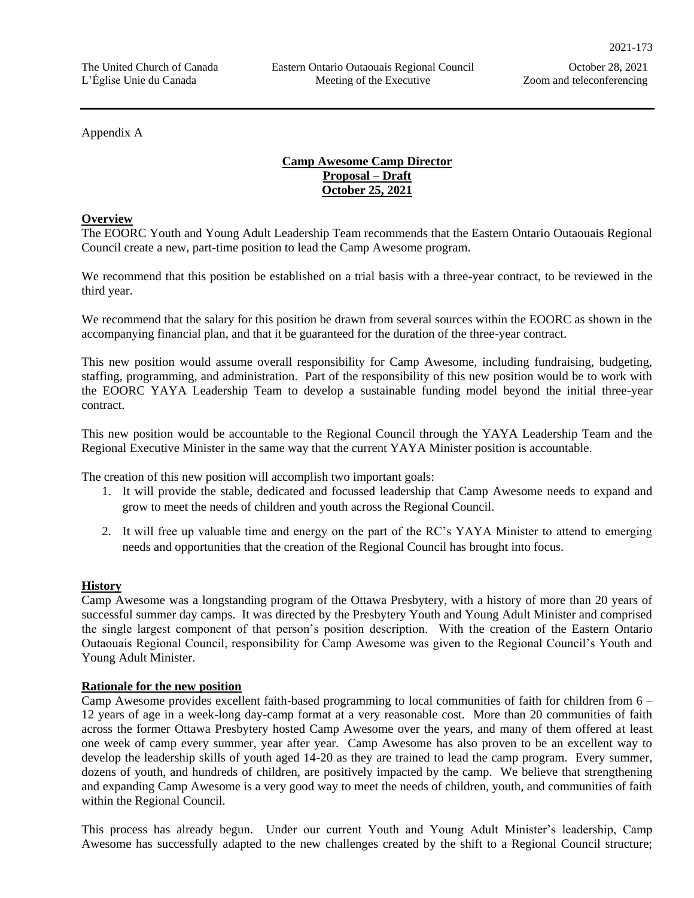Appendix A

**Camp Awesome Camp Director**
**Proposal – Draft**
**October 25, 2021**

## Overview

The EOORC Youth and Young Adult Leadership Team recommends that the Eastern Ontario Outaouais Regional Council create a new, part-time position to lead the Camp Awesome program.

We recommend that this position be established on a trial basis with a three-year contract, to be reviewed in the third year.

We recommend that the salary for this position be drawn from several sources within the EOORC as shown in the accompanying financial plan, and that it be guaranteed for the duration of the three-year contract.

This new position would assume overall responsibility for Camp Awesome, including fundraising, budgeting, staffing, programming, and administration. Part of the responsibility of this new position would be to work with the EOORC YAYA Leadership Team to develop a sustainable funding model beyond the initial three-year contract.

This new position would be accountable to the Regional Council through the YAYA Leadership Team and the Regional Executive Minister in the same way that the current YAYA Minister position is accountable.

The creation of this new position will accomplish two important goals:

1. It will provide the stable, dedicated and focussed leadership that Camp Awesome needs to expand and grow to meet the needs of children and youth across the Regional Council.
2. It will free up valuable time and energy on the part of the RC's YAYA Minister to attend to emerging needs and opportunities that the creation of the Regional Council has brought into focus.

## History

Camp Awesome was a longstanding program of the Ottawa Presbytery, with a history of more than 20 years of successful summer day camps. It was directed by the Presbytery Youth and Young Adult Minister and comprised the single largest component of that person's position description. With the creation of the Eastern Ontario Outaouais Regional Council, responsibility for Camp Awesome was given to the Regional Council's Youth and Young Adult Minister.

## Rationale for the new position

Camp Awesome provides excellent faith-based programming to local communities of faith for children from 6 – 12 years of age in a week-long day-camp format at a very reasonable cost. More than 20 communities of faith across the former Ottawa Presbytery hosted Camp Awesome over the years, and many of them offered at least one week of camp every summer, year after year. Camp Awesome has also proven to be an excellent way to develop the leadership skills of youth aged 14-20 as they are trained to lead the camp program. Every summer, dozens of youth, and hundreds of children, are positively impacted by the camp. We believe that strengthening and expanding Camp Awesome is a very good way to meet the needs of children, youth, and communities of faith within the Regional Council.

This process has already begun. Under our current Youth and Young Adult Minister's leadership, Camp Awesome has successfully adapted to the new challenges created by the shift to a Regional Council structure;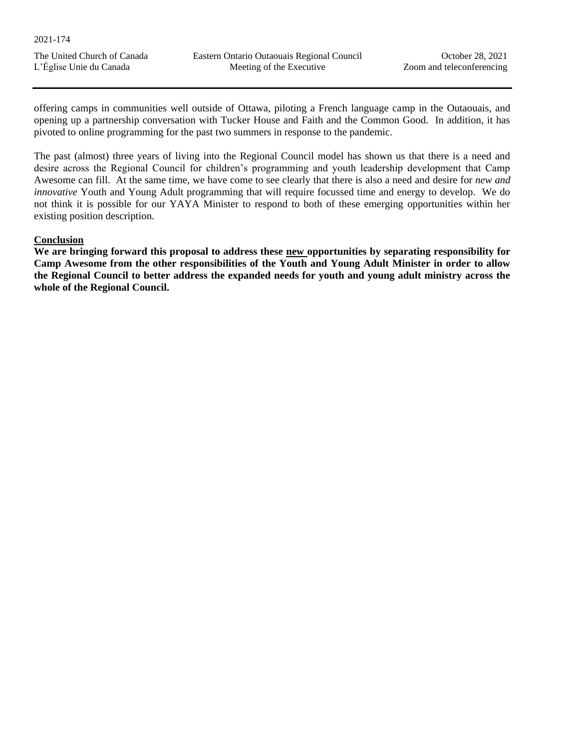offering camps in communities well outside of Ottawa, piloting a French language camp in the Outaouais, and opening up a partnership conversation with Tucker House and Faith and the Common Good. In addition, it has pivoted to online programming for the past two summers in response to the pandemic.

The past (almost) three years of living into the Regional Council model has shown us that there is a need and desire across the Regional Council for children's programming and youth leadership development that Camp Awesome can fill. At the same time, we have come to see clearly that there is also a need and desire for *new and innovative* Youth and Young Adult programming that will require focussed time and energy to develop. We do not think it is possible for our YAYA Minister to respond to both of these emerging opportunities within her existing position description.

**Conclusion**

**We are bringing forward this proposal to address these new opportunities by separating responsibility for Camp Awesome from the other responsibilities of the Youth and Young Adult Minister in order to allow the Regional Council to better address the expanded needs for youth and young adult ministry across the whole of the Regional Council.**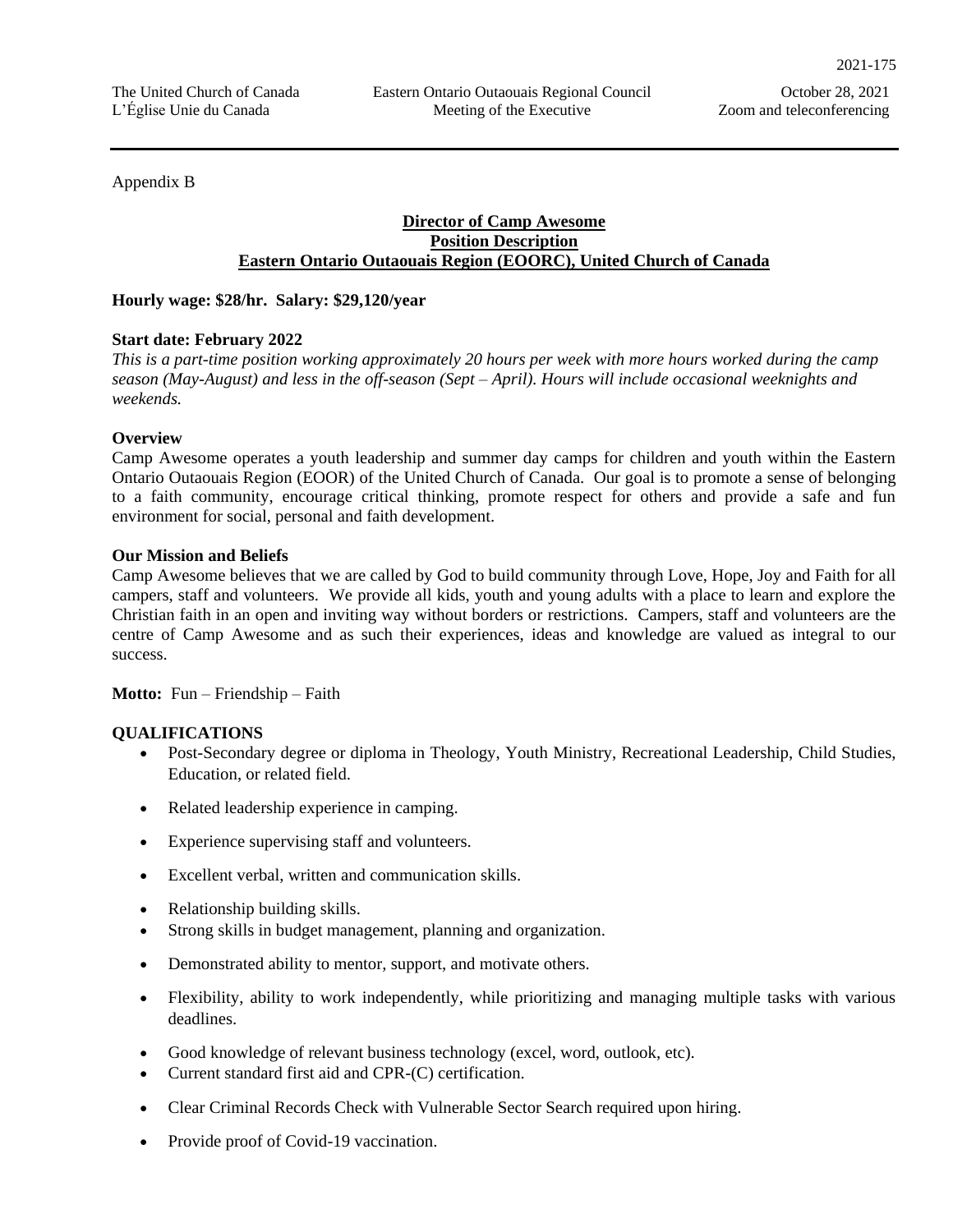Appendix B

**Director of Camp Awesome**
**Position Description**
**Eastern Ontario Outaouais Region (EOORC), United Church of Canada**

**Hourly wage: $28/hr. Salary: $29,120/year**

**Start date: February 2022**

*This is a part-time position working approximately 20 hours per week with more hours worked during the camp season (May-August) and less in the off-season (Sept – April). Hours will include occasional weeknights and weekends.*

**Overview**

Camp Awesome operates a youth leadership and summer day camps for children and youth within the Eastern Ontario Outaouais Region (EOOR) of the United Church of Canada. Our goal is to promote a sense of belonging to a faith community, encourage critical thinking, promote respect for others and provide a safe and fun environment for social, personal and faith development.

**Our Mission and Beliefs**

Camp Awesome believes that we are called by God to build community through Love, Hope, Joy and Faith for all campers, staff and volunteers. We provide all kids, youth and young adults with a place to learn and explore the Christian faith in an open and inviting way without borders or restrictions. Campers, staff and volunteers are the centre of Camp Awesome and as such their experiences, ideas and knowledge are valued as integral to our success.

**Motto:** Fun – Friendship – Faith

**QUALIFICATIONS**

- Post-Secondary degree or diploma in Theology, Youth Ministry, Recreational Leadership, Child Studies, Education, or related field.
- Related leadership experience in camping.
- Experience supervising staff and volunteers.
- Excellent verbal, written and communication skills.
- Relationship building skills.
- Strong skills in budget management, planning and organization.
- Demonstrated ability to mentor, support, and motivate others.
- Flexibility, ability to work independently, while prioritizing and managing multiple tasks with various deadlines.
- Good knowledge of relevant business technology (excel, word, outlook, etc).
- Current standard first aid and CPR-(C) certification.
- Clear Criminal Records Check with Vulnerable Sector Search required upon hiring.
- Provide proof of Covid-19 vaccination.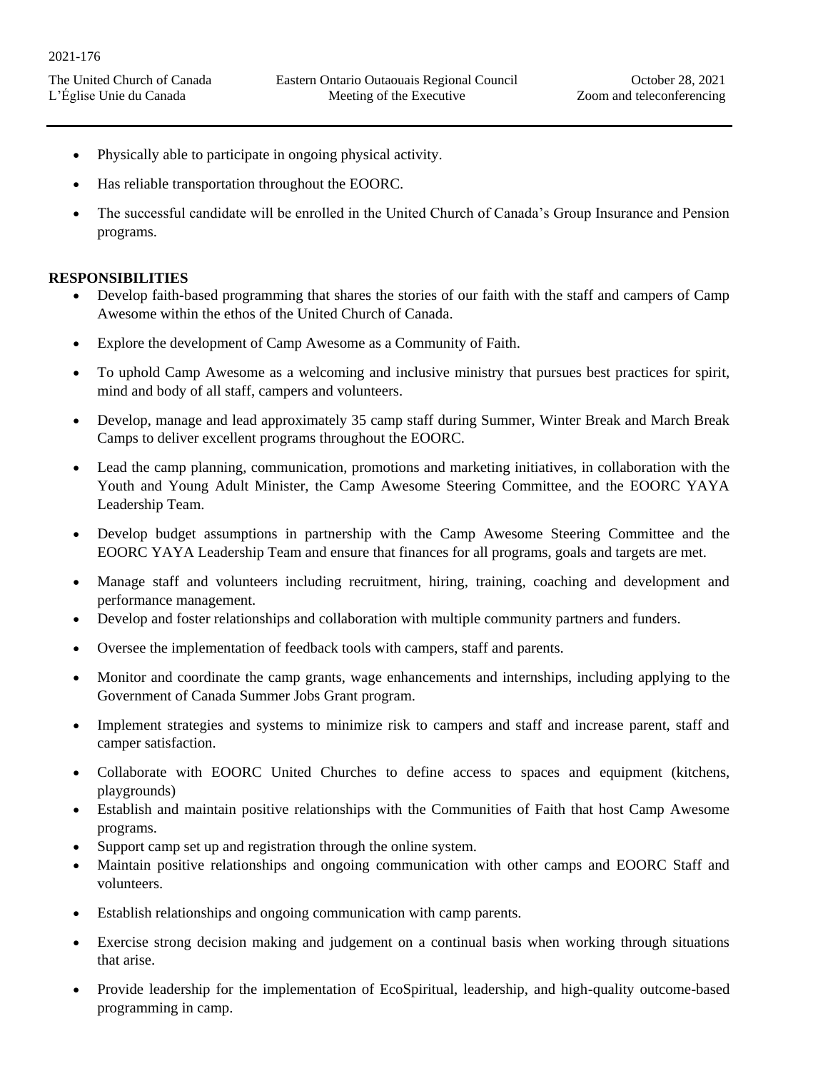- Physically able to participate in ongoing physical activity.
- Has reliable transportation throughout the EOORC.
- The successful candidate will be enrolled in the United Church of Canada's Group Insurance and Pension programs.

**RESPONSIBILITIES**

- Develop faith-based programming that shares the stories of our faith with the staff and campers of Camp Awesome within the ethos of the United Church of Canada.
- Explore the development of Camp Awesome as a Community of Faith.
- To uphold Camp Awesome as a welcoming and inclusive ministry that pursues best practices for spirit, mind and body of all staff, campers and volunteers.
- Develop, manage and lead approximately 35 camp staff during Summer, Winter Break and March Break Camps to deliver excellent programs throughout the EOORC.
- Lead the camp planning, communication, promotions and marketing initiatives, in collaboration with the Youth and Young Adult Minister, the Camp Awesome Steering Committee, and the EOORC YAYA Leadership Team.
- Develop budget assumptions in partnership with the Camp Awesome Steering Committee and the EOORC YAYA Leadership Team and ensure that finances for all programs, goals and targets are met.
- Manage staff and volunteers including recruitment, hiring, training, coaching and development and performance management.
- Develop and foster relationships and collaboration with multiple community partners and funders.
- Oversee the implementation of feedback tools with campers, staff and parents.
- Monitor and coordinate the camp grants, wage enhancements and internships, including applying to the Government of Canada Summer Jobs Grant program.
- Implement strategies and systems to minimize risk to campers and staff and increase parent, staff and camper satisfaction.
- Collaborate with EOORC United Churches to define access to spaces and equipment (kitchens, playgrounds)
- Establish and maintain positive relationships with the Communities of Faith that host Camp Awesome programs.
- Support camp set up and registration through the online system.
- Maintain positive relationships and ongoing communication with other camps and EOORC Staff and volunteers.
- Establish relationships and ongoing communication with camp parents.
- Exercise strong decision making and judgement on a continual basis when working through situations that arise.
- Provide leadership for the implementation of EcoSpiritual, leadership, and high-quality outcome-based programming in camp.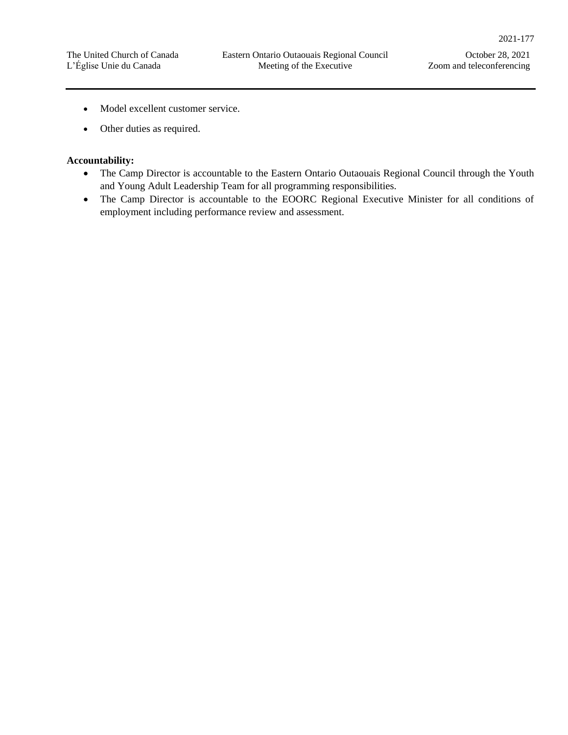- Model excellent customer service.
- Other duties as required.

**Accountability:**

- The Camp Director is accountable to the Eastern Ontario Outaouais Regional Council through the Youth and Young Adult Leadership Team for all programming responsibilities.
- The Camp Director is accountable to the EOORC Regional Executive Minister for all conditions of employment including performance review and assessment.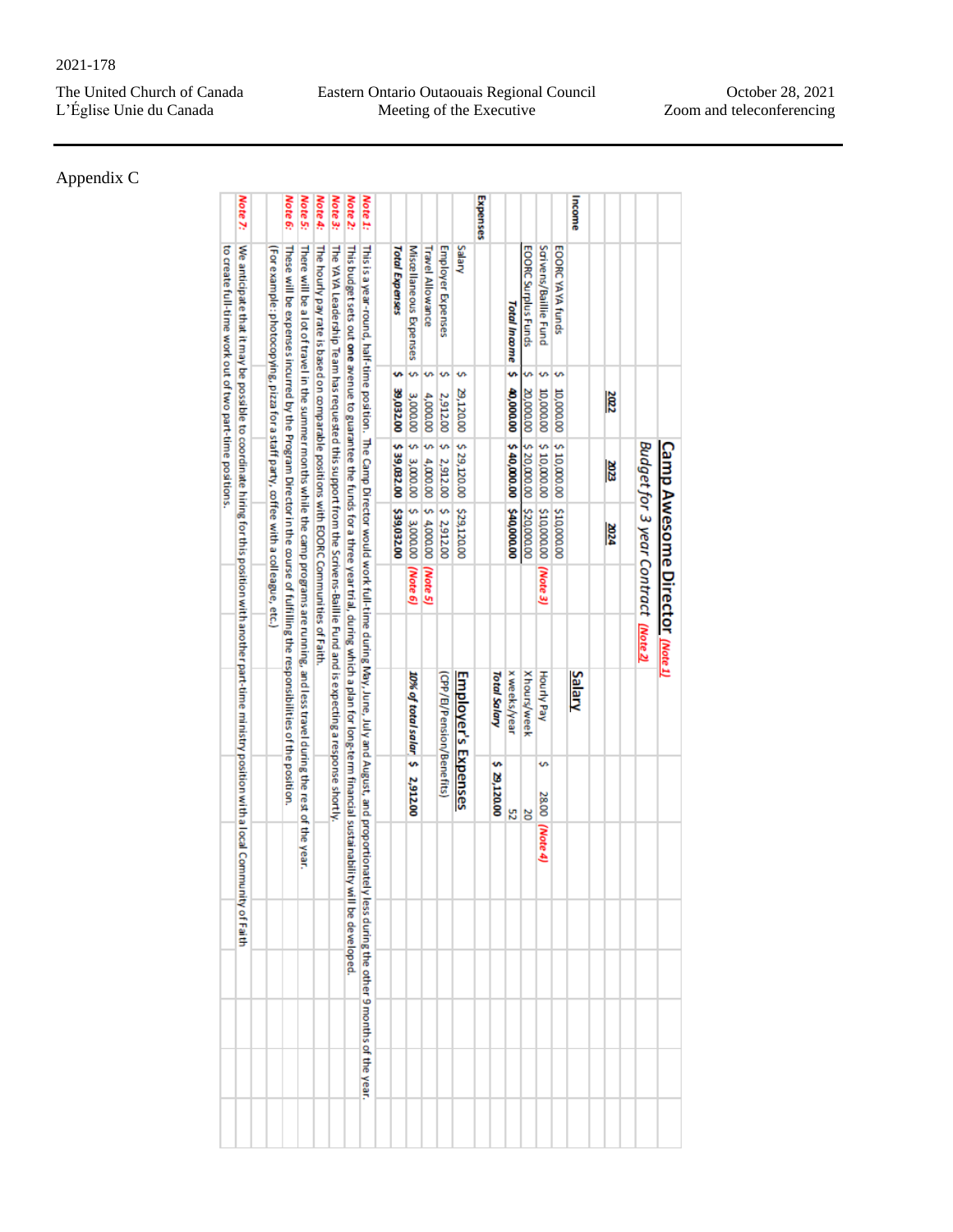2021-178

The United Church of Canada
L'Église Unie du Canada

Eastern Ontario Outaouais Regional Council
Meeting of the Executive

October 28, 2021
Zoom and teleconferencing

Appendix C

## Camp Awesome Director (Note 1)

*Budget for 3 year Contract (Note 2)*

| | | 2022 | 2023 | 2024 | |
|---|---|---|---|---|---|
| **Income** | | | | | |
| | EOORC YAYA funds | $ 10,000.00 | $ 10,000.00 | $10,000.00 | |
| | Scrivens/Baillie Fund | $ 10,000.00 | $ 10,000.00 | $10,000.00 | (Note 3) |
| | EOORC Surplus Funds | $ 20,000.00 | $ 20,000.00 | $20,000.00 | |
| | ***Total Income*** | $ 40,000.00 | $ 40,000.00 | $40,000.00 | |
| **Expenses** | | | | | |
| | Salary | $ 29,120.00 | $ 29,120.00 | $29,120.00 | |
| | Employer Expenses | $ 2,912.00 | $ 2,912.00 | $ 2,912.00 | |
| | Travel Allowance | $ 4,000.00 | $ 4,000.00 | $ 4,000.00 | (Note 5) |
| | Miscellaneous Expenses | $ 3,000.00 | $ 3,000.00 | $ 3,000.00 | (Note 6) |
| | ***Total Expenses*** | $ 39,032.00 | $ 39,032.00 | $39,032.00 | |

**Salary**

| | | |
|---|---|---|
| Hourly Pay | $ 28.00 | (Note 4) |
| X hours/week | 20 | |
| x weeks/year | 52 | |
| ***Total Salary*** | $ 29,120.00 | |

**Employer's Expenses**

(CPP/EI/Pension/Benefits)

| | |
|---|---|
| ***10% of total salary*** | $ 2,912.00 |

**Note 1:** This is a year-round, half-time position. The Camp Director would work full-time during May, June, July and August, and proportionately less during the other 9 months of the year.

**Note 2:** This budget sets out **one** avenue to guarantee the funds for a three year trial, during which a plan for long-term financial sustainability will be developed.

**Note 3:** The YAYA Leadership Team has requested this support from the Scrivens-Baillie Fund and is expecting a response shortly.

**Note 4:** The hourly pay rate is based on comparable positions with EOORC Communities of Faith.

**Note 5:** There will be a lot of travel in the summer months while the camp programs are running, and less travel during the rest of the year.

**Note 6:** These will be expenses incurred by the Program Director in the course of fulfilling the responsibilities of the position. (For example: photocopying, pizza for a staff party, coffee with a colleague, etc.)

**Note 7:** We anticipate that it may be possible to coordinate hiring for this position with another part-time ministry position with a local Community of Faith to create full-time work out of two part-time positions.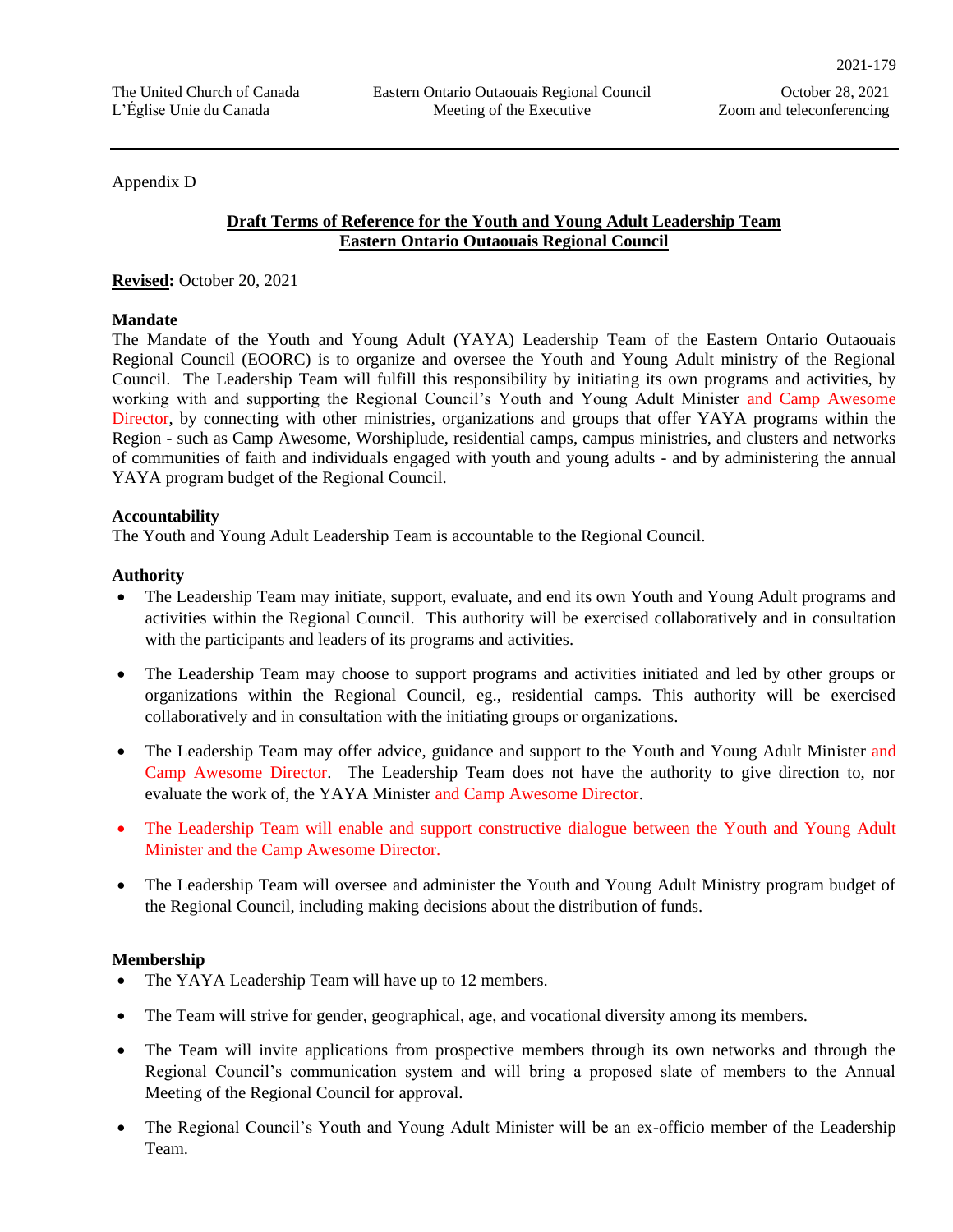Appendix D

**Draft Terms of Reference for the Youth and Young Adult Leadership Team**
**Eastern Ontario Outaouais Regional Council**

**Revised:** October 20, 2021

**Mandate**

The Mandate of the Youth and Young Adult (YAYA) Leadership Team of the Eastern Ontario Outaouais Regional Council (EOORC) is to organize and oversee the Youth and Young Adult ministry of the Regional Council. The Leadership Team will fulfill this responsibility by initiating its own programs and activities, by working with and supporting the Regional Council's Youth and Young Adult Minister and Camp Awesome Director, by connecting with other ministries, organizations and groups that offer YAYA programs within the Region - such as Camp Awesome, Worshiplude, residential camps, campus ministries, and clusters and networks of communities of faith and individuals engaged with youth and young adults - and by administering the annual YAYA program budget of the Regional Council.

**Accountability**

The Youth and Young Adult Leadership Team is accountable to the Regional Council.

**Authority**

- The Leadership Team may initiate, support, evaluate, and end its own Youth and Young Adult programs and activities within the Regional Council. This authority will be exercised collaboratively and in consultation with the participants and leaders of its programs and activities.
- The Leadership Team may choose to support programs and activities initiated and led by other groups or organizations within the Regional Council, eg., residential camps. This authority will be exercised collaboratively and in consultation with the initiating groups or organizations.
- The Leadership Team may offer advice, guidance and support to the Youth and Young Adult Minister and Camp Awesome Director. The Leadership Team does not have the authority to give direction to, nor evaluate the work of, the YAYA Minister and Camp Awesome Director.
- The Leadership Team will enable and support constructive dialogue between the Youth and Young Adult Minister and the Camp Awesome Director.
- The Leadership Team will oversee and administer the Youth and Young Adult Ministry program budget of the Regional Council, including making decisions about the distribution of funds.

**Membership**

- The YAYA Leadership Team will have up to 12 members.
- The Team will strive for gender, geographical, age, and vocational diversity among its members.
- The Team will invite applications from prospective members through its own networks and through the Regional Council's communication system and will bring a proposed slate of members to the Annual Meeting of the Regional Council for approval.
- The Regional Council's Youth and Young Adult Minister will be an ex-officio member of the Leadership Team.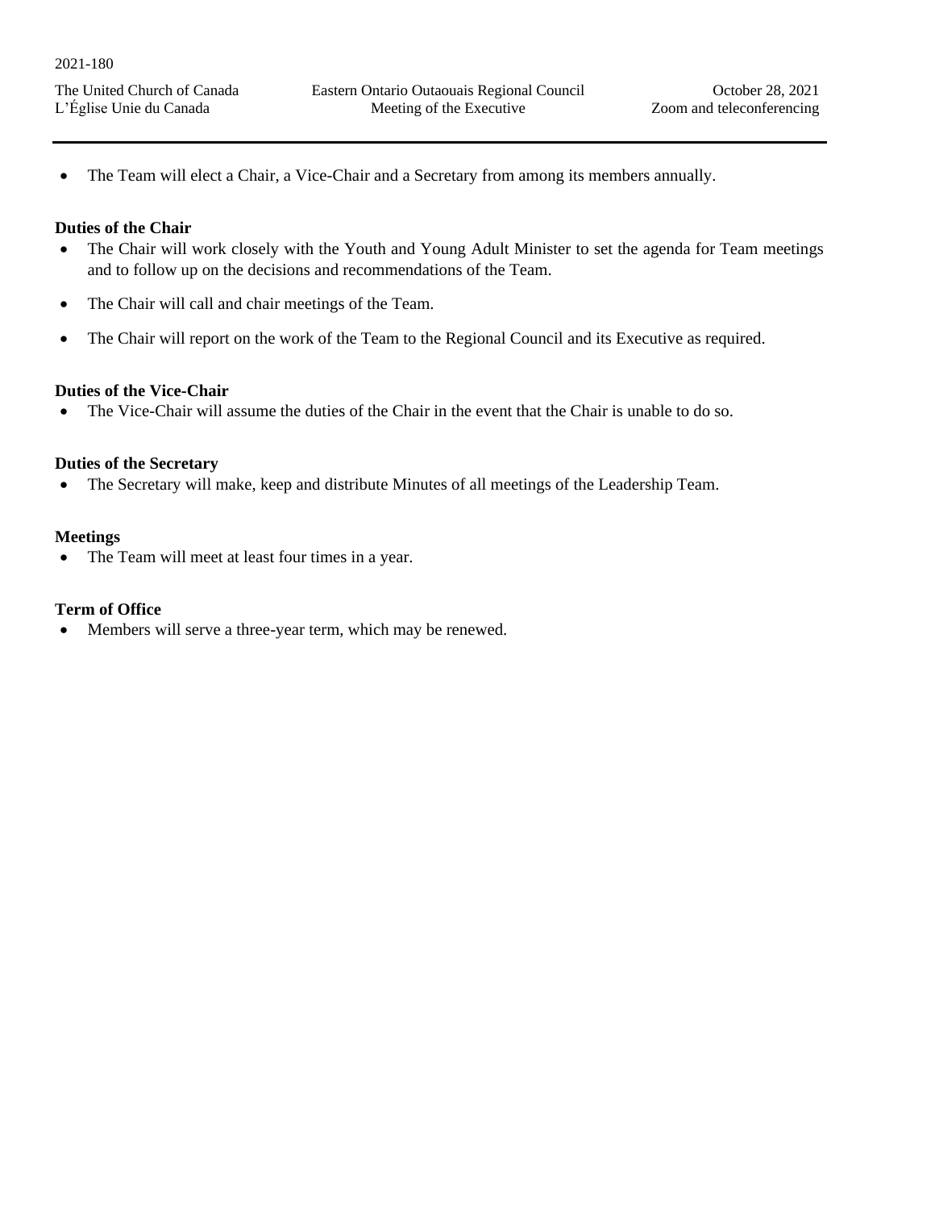- The Team will elect a Chair, a Vice-Chair and a Secretary from among its members annually.

**Duties of the Chair**

- The Chair will work closely with the Youth and Young Adult Minister to set the agenda for Team meetings and to follow up on the decisions and recommendations of the Team.
- The Chair will call and chair meetings of the Team.
- The Chair will report on the work of the Team to the Regional Council and its Executive as required.

**Duties of the Vice-Chair**

- The Vice-Chair will assume the duties of the Chair in the event that the Chair is unable to do so.

**Duties of the Secretary**

- The Secretary will make, keep and distribute Minutes of all meetings of the Leadership Team.

**Meetings**

- The Team will meet at least four times in a year.

**Term of Office**

- Members will serve a three-year term, which may be renewed.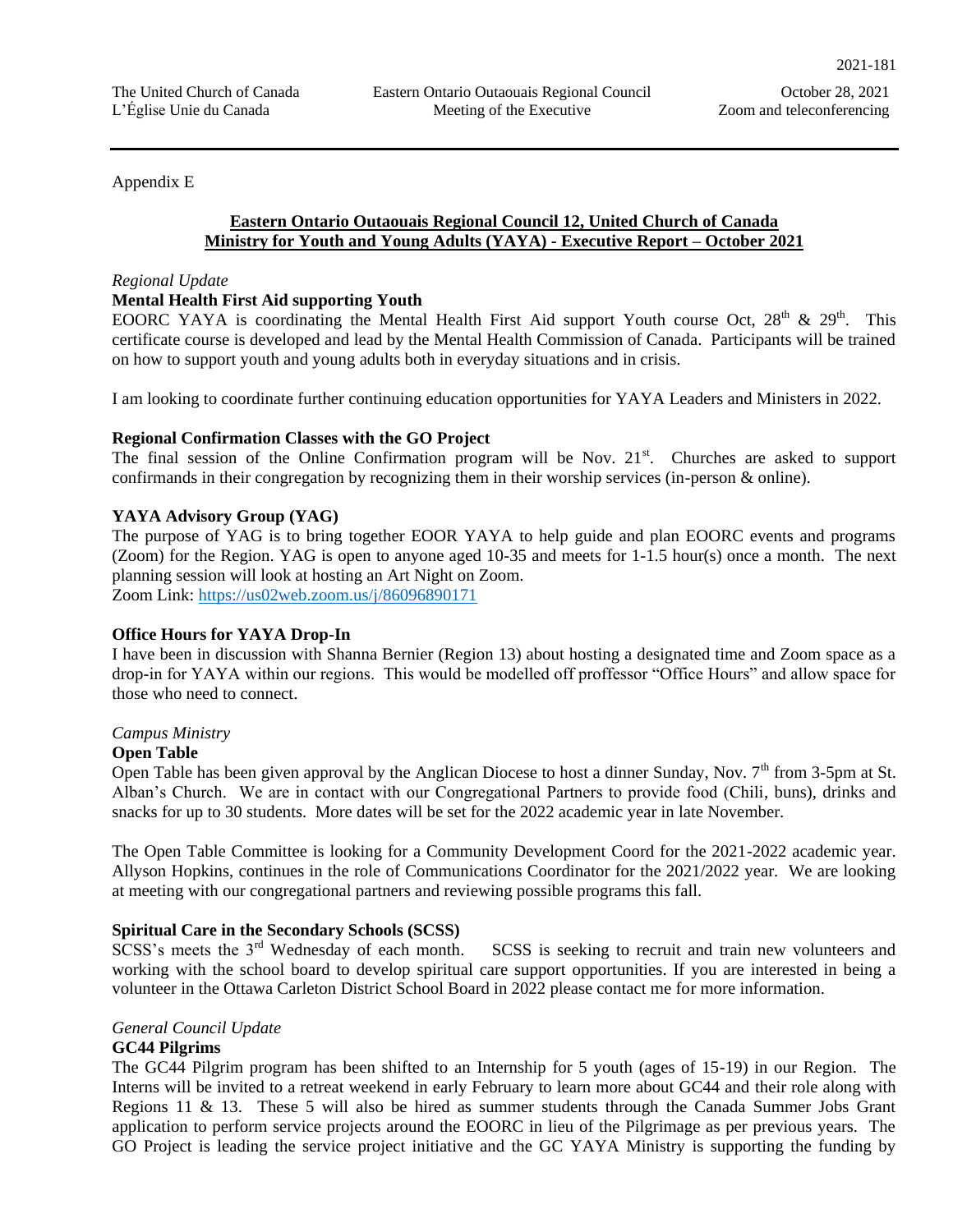Appendix E

**Eastern Ontario Outaouais Regional Council 12, United Church of Canada**
**Ministry for Youth and Young Adults (YAYA) - Executive Report – October 2021**

*Regional Update*

**Mental Health First Aid supporting Youth**

EOORC YAYA is coordinating the Mental Health First Aid support Youth course Oct, 28th & 29th. This certificate course is developed and lead by the Mental Health Commission of Canada. Participants will be trained on how to support youth and young adults both in everyday situations and in crisis.

I am looking to coordinate further continuing education opportunities for YAYA Leaders and Ministers in 2022.

**Regional Confirmation Classes with the GO Project**

The final session of the Online Confirmation program will be Nov. 21st. Churches are asked to support confirmands in their congregation by recognizing them in their worship services (in-person & online).

**YAYA Advisory Group (YAG)**

The purpose of YAG is to bring together EOOR YAYA to help guide and plan EOORC events and programs (Zoom) for the Region. YAG is open to anyone aged 10-35 and meets for 1-1.5 hour(s) once a month. The next planning session will look at hosting an Art Night on Zoom.
Zoom Link: https://us02web.zoom.us/j/86096890171

**Office Hours for YAYA Drop-In**

I have been in discussion with Shanna Bernier (Region 13) about hosting a designated time and Zoom space as a drop-in for YAYA within our regions. This would be modelled off proffessor "Office Hours" and allow space for those who need to connect.

*Campus Ministry*

**Open Table**

Open Table has been given approval by the Anglican Diocese to host a dinner Sunday, Nov. 7th from 3-5pm at St. Alban's Church. We are in contact with our Congregational Partners to provide food (Chili, buns), drinks and snacks for up to 30 students. More dates will be set for the 2022 academic year in late November.

The Open Table Committee is looking for a Community Development Coord for the 2021-2022 academic year. Allyson Hopkins, continues in the role of Communications Coordinator for the 2021/2022 year. We are looking at meeting with our congregational partners and reviewing possible programs this fall.

**Spiritual Care in the Secondary Schools (SCSS)**

SCSS's meets the 3rd Wednesday of each month. SCSS is seeking to recruit and train new volunteers and working with the school board to develop spiritual care support opportunities. If you are interested in being a volunteer in the Ottawa Carleton District School Board in 2022 please contact me for more information.

*General Council Update*

**GC44 Pilgrims**

The GC44 Pilgrim program has been shifted to an Internship for 5 youth (ages of 15-19) in our Region. The Interns will be invited to a retreat weekend in early February to learn more about GC44 and their role along with Regions 11 & 13. These 5 will also be hired as summer students through the Canada Summer Jobs Grant application to perform service projects around the EOORC in lieu of the Pilgrimage as per previous years. The GO Project is leading the service project initiative and the GC YAYA Ministry is supporting the funding by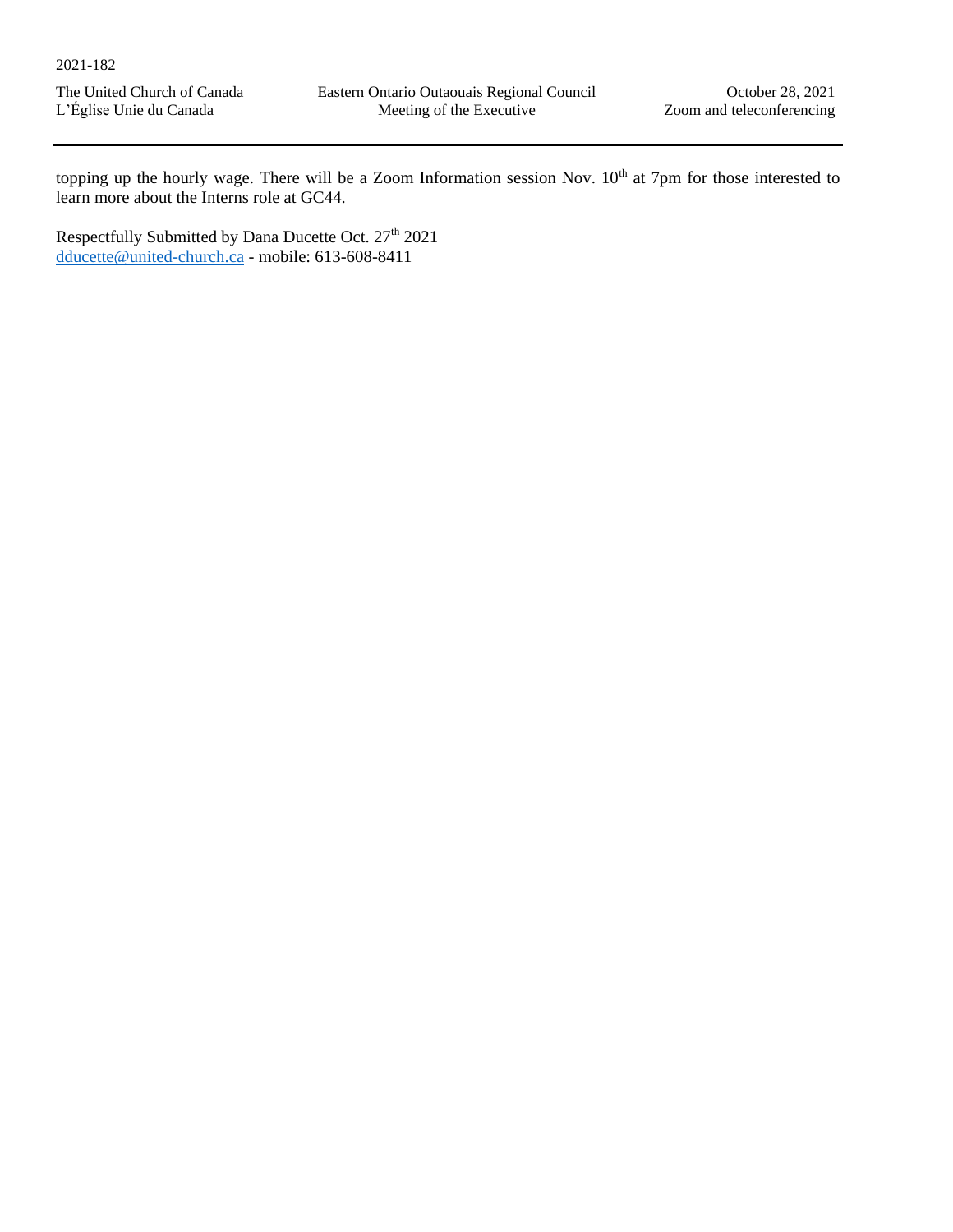topping up the hourly wage. There will be a Zoom Information session Nov. 10th at 7pm for those interested to learn more about the Interns role at GC44.

Respectfully Submitted by Dana Ducette Oct. 27th 2021
dducette@united-church.ca - mobile: 613-608-8411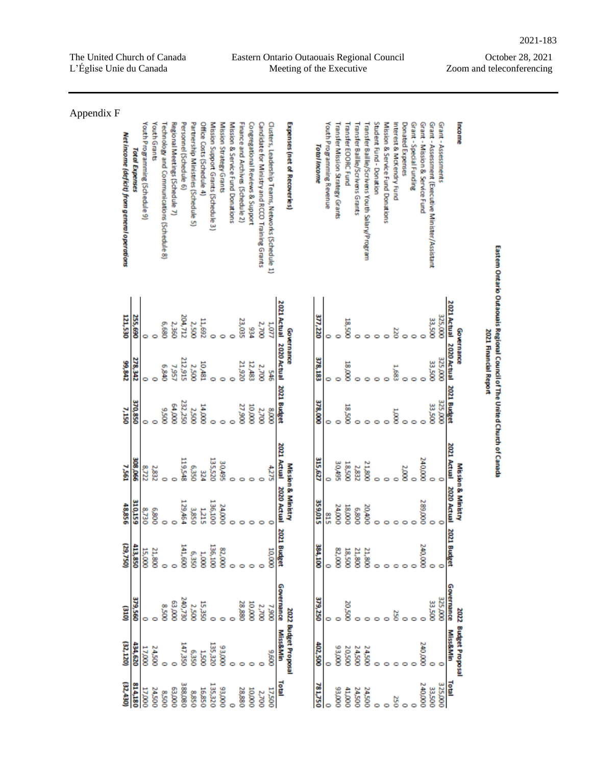Appendix F

## Eastern Ontario Outaouais Regional Council of The United Church of Canada
### 2021 Financial Report

| | Governance | | | Mission & Ministry | | | 2022 Budget Proposal | | |
|---|---|---|---|---|---|---|---|---|---|
| | 2021 Actual | 2020 Actual | 2021 Budget | 2021 Actual | 2020 Actual | 2021 Budget | Governance | Miss&Min | Total |
| **Income** | | | | | | | | | |
| Grant - Assessments | 325,000 | 325,000 | 325,000 | 0 | 0 | 0 | 325,000 | 0 | 325,000 |
| Grant - Assessment (Executive Minister/Assistant | 33,500 | 33,500 | 33,500 | 0 | 0 | 0 | 33,500 | 0 | 33,500 |
| Grant - Mission & Service Fund | 0 | 0 | 0 | 240,000 | 289,000 | 240,000 | 0 | 240,000 | 240,000 |
| Grant - Special Funding | 0 | 0 | 0 | 0 | 0 | 0 | 0 | 0 | 0 |
| Donated Expenses | 0 | 0 | 0 | 2,000 | 0 | 0 | 0 | 0 | 0 |
| Interest & McKendry Fund | 220 | 1,683 | 1,000 | 0 | 0 | 0 | 250 | 0 | 250 |
| Mission & Service Fund Donations | 0 | 0 | 0 | 0 | 0 | 0 | 0 | 0 | 0 |
| Student Fund - Donation | 0 | 0 | 0 | 0 | 0 | 0 | 0 | 0 | 0 |
| Transfer Baillie/Scrivens Youth Salary/Program | 0 | 0 | 0 | 21,800 | 20,400 | 21,800 | 0 | 24,500 | 24,500 |
| Transfer Baillie/Scrivens Grants | 0 | 0 | 0 | 2,832 | 6,800 | 21,800 | 0 | 24,500 | 24,500 |
| Transfer EOORC Fund | 18,500 | 18,000 | 18,500 | 18,500 | 18,000 | 18,500 | 20,500 | 20,500 | 41,000 |
| Transfer Mission Strategy Grants | 0 | 0 | 0 | 30,495 | 24,000 | 82,000 | 0 | 93,000 | 93,000 |
| Youth Programming Revenue | 0 | 0 | 0 | 0 | 815 | 0 | 0 | 0 | 0 |
| ***Total Income*** | **377,220** | **378,183** | **378,000** | **315,627** | **359,015** | **384,100** | **379,250** | **402,500** | **781,750** |
| **Expenses (net of Recoveries)** | | | | | | | | | |
| Clusters, Leadership Teams, Networks (Schedule 1) | 1,077 | 546 | 8,000 | 4,275 | 0 | 10,000 | 7,900 | 9,600 | 17,500 |
| Candidate for Ministry and RCCO Training Grants | 2,700 | 2,700 | 2,700 | 0 | 0 | 0 | 2,700 | 0 | 2,700 |
| Congregational Reviews & Support | 934 | 12,483 | 10,000 | 0 | 0 | 0 | 10,000 | 0 | 10,000 |
| Finance and Archives (Schedule 2) | 23,035 | 21,920 | 27,900 | 0 | 0 | 0 | 28,880 | 0 | 28,880 |
| Mission & Service Fund Donations | 0 | 0 | 0 | 0 | 0 | 0 | 0 | 0 | 0 |
| Mission Strategy Grants | 0 | 0 | 0 | 30,495 | 24,000 | 82,000 | 0 | 93,000 | 93,000 |
| Mission Support Grants (Schedule 3) | 0 | 0 | 0 | 135,520 | 136,100 | 136,100 | 0 | 135,320 | 135,320 |
| Office Costs (Schedule 4) | 11,692 | 10,481 | 14,000 | 324 | 1,215 | 1,000 | 15,350 | 1,500 | 16,850 |
| Partnership Ministries (Schedule 5) | 2,500 | 2,500 | 2,500 | 6,350 | 3,850 | 6,350 | 2,500 | 6,350 | 8,850 |
| Personnel (Schedule 6) | 204,712 | 212,915 | 232,250 | 119,548 | 129,464 | 141,600 | 240,730 | 147,350 | 388,080 |
| Regional Meetings (Schedule 7) | 2,360 | 7,957 | 64,000 | 0 | 0 | 0 | 63,000 | 0 | 63,000 |
| Technology and Communications (Schedule 8) | 6,680 | 6,840 | 9,500 | 0 | 0 | 0 | 8,500 | 0 | 8,500 |
| Youth Grants | 0 | 0 | 0 | 2,832 | 6,800 | 21,800 | 0 | 24,500 | 24,500 |
| Youth Programming (Schedule 9) | 0 | 0 | 0 | 8,722 | 8,730 | 15,000 | 0 | 17,000 | 17,000 |
| ***Total Expenses*** | **255,690** | **278,342** | **370,850** | **308,066** | **310,159** | **413,850** | **379,560** | **434,620** | **814,180** |
| ***Net income (deficit) from general operations*** | **121,530** | **99,842** | **7,150** | **7,561** | **48,856** | **(29,750)** | **(310)** | **(32,120)** | **(32,430)** |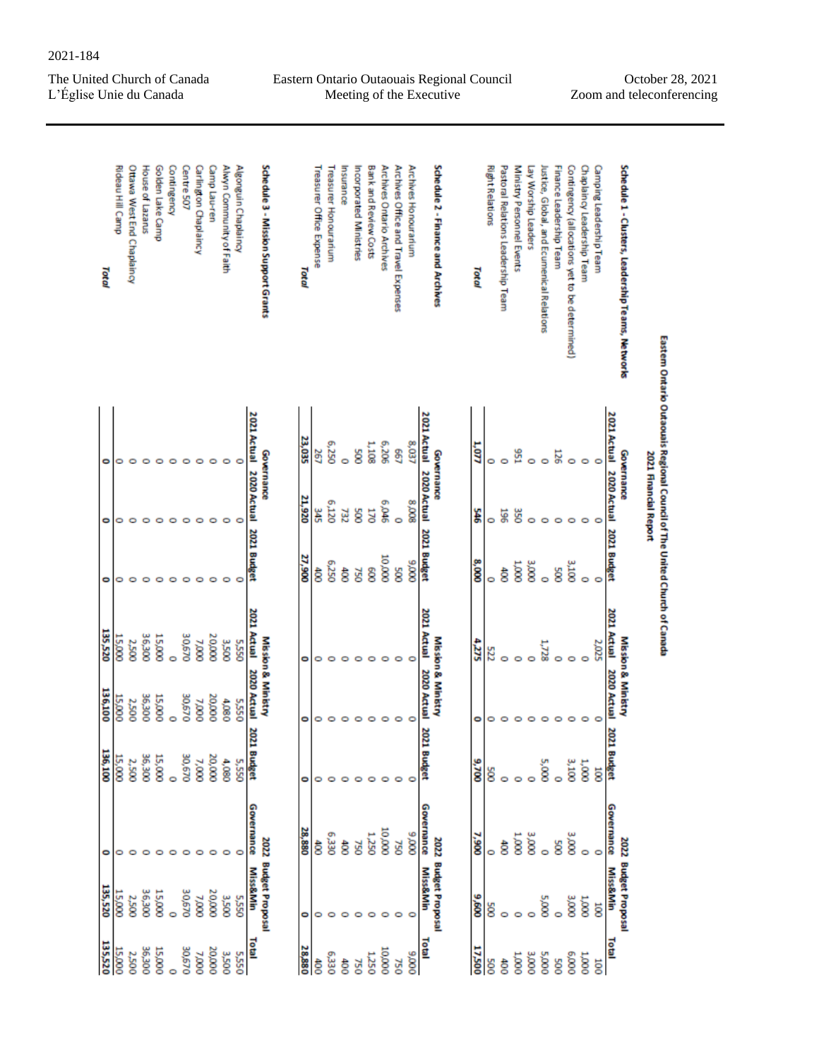## Eastern Ontario Outaouais Regional Council of The United Church of Canada

### 2021 Financial Report

| Schedule 1 - Clusters, Leadership Teams, Networks | Governance | | | Mission & Ministry | | | 2022 Budget Proposal | | |
|---|---|---|---|---|---|---|---|---|---|
| | 2021 Actual | 2020 Actual | 2021 Budget | 2021 Actual | 2020 Actual | 2021 Budget | Governance | Miss&Min | Total |
| Camping Leadership Team | 0 | 0 | 0 | | 0 | 100 | 0 | 100 | 100 |
| Chaplaincy Leadership Team | 0 | 0 | 0 | 2,025 | 0 | 1,000 | 0 | 1,000 | 1,000 |
| Contingency (allocations yet to be determined) | 0 | 0 | 3,100 | 0 | 0 | 3,100 | 3,000 | 3,000 | 6,000 |
| Finance Leadership Team | 126 | 0 | 500 | 0 | 0 | 0 | 500 | 0 | 500 |
| Justice, Global, and Ecumenical Relations | 0 | 0 | 0 | 1,728 | 0 | 5,000 | 0 | 5,000 | 5,000 |
| Lay Worship Leaders | 0 | 0 | 3,000 | 0 | 0 | | 3,000 | | 3,000 |
| Ministry Personnel Events | 951 | 350 | 1,000 | 0 | 0 | 0 | 1,000 | 0 | 1,000 |
| Pastoral Relations Leadership Team | 0 | 196 | 400 | 522 | 0 | 0 | 400 | 0 | 400 |
| Right Relations | 0 | 0 | 0 | 0 | 0 | 500 | 0 | 500 | 500 |
| **Total** | **1,077** | **546** | **8,000** | **4,275** | **0** | **9,700** | **7,900** | **9,600** | **17,500** |

| Schedule 2 - Finance and Archives | Governance | | | Mission & Ministry | | | 2022 Budget Proposal | | |
|---|---|---|---|---|---|---|---|---|---|
| | 2021 Actual | 2020 Actual | 2021 Budget | 2021 Actual | 2020 Actual | 2021 Budget | Governance | Miss&Min | Total |
| Archives Honourarium | 8,037 | 8,008 | 9,000 | 0 | 0 | 0 | 9,000 | 0 | 9,000 |
| Archives Office and Travel Expenses | 667 | 0 | 500 | 0 | 0 | 0 | 750 | 0 | 750 |
| Archives Ontario Archives | 6,206 | 6,046 | 10,000 | 0 | 0 | 0 | 10,000 | 0 | 10,000 |
| Bank and Review Costs | 1,108 | 170 | 600 | 0 | 0 | 0 | 1,250 | 0 | 1,250 |
| Incorporated Ministries | 500 | 500 | 750 | 0 | 0 | 0 | 750 | 0 | 750 |
| Insurance | 0 | 732 | 400 | 0 | 0 | 0 | 400 | 0 | 400 |
| Treasurer Honourarium | 6,250 | 6,120 | 6,250 | 0 | 0 | 0 | 6,330 | 0 | 6,330 |
| Treasurer Office Expense | 267 | 345 | 400 | 0 | 0 | 0 | 400 | 0 | 400 |
| **Total** | **23,035** | **21,920** | **27,900** | **0** | **0** | **0** | **28,880** | **0** | **28,880** |

| Schedule 3 - Mission Support Grants | Governance | | | Mission & Ministry | | | 2022 Budget Proposal | | |
|---|---|---|---|---|---|---|---|---|---|
| | 2021 Actual | 2020 Actual | 2021 Budget | 2021 Actual | 2020 Actual | 2021 Budget | Governance | Miss&Min | Total |
| Algonguin Chaplaincy | 0 | 0 | 0 | 5,550 | 5,550 | 5,550 | 0 | 5,550 | 5,550 |
| Alwyn Community of Faith | 0 | 0 | 0 | 3,500 | 4,080 | 4,080 | 0 | 3,500 | 3,500 |
| Camp Lau-ren | 0 | 0 | 0 | 20,000 | 20,000 | 20,000 | 0 | 20,000 | 20,000 |
| Carlington Chaplaincy | 0 | 0 | 0 | 7,000 | 7,000 | 7,000 | 0 | 7,000 | 7,000 |
| Centre 507 | 0 | 0 | 0 | 30,670 | 30,670 | 30,670 | 0 | 30,670 | 30,670 |
| Contingency | 0 | 0 | 0 | 0 | 0 | 0 | 0 | 0 | 0 |
| Golden Lake Camp | 0 | 0 | 0 | 15,000 | 15,000 | 15,000 | 0 | 15,000 | 15,000 |
| House of Lazarus | 0 | 0 | 0 | 36,300 | 36,300 | 36,300 | 0 | 36,300 | 36,300 |
| Ottawa West End Chaplaincy | 0 | 0 | 0 | 2,500 | 2,500 | 2,500 | 0 | 2,500 | 2,500 |
| Rideau Hill Camp | 0 | 0 | 0 | 15,000 | 15,000 | 15,000 | 0 | 15,000 | 15,000 |
| **Total** | **0** | **0** | **0** | **135,520** | **136,100** | **136,100** | **0** | **135,520** | **135,520** |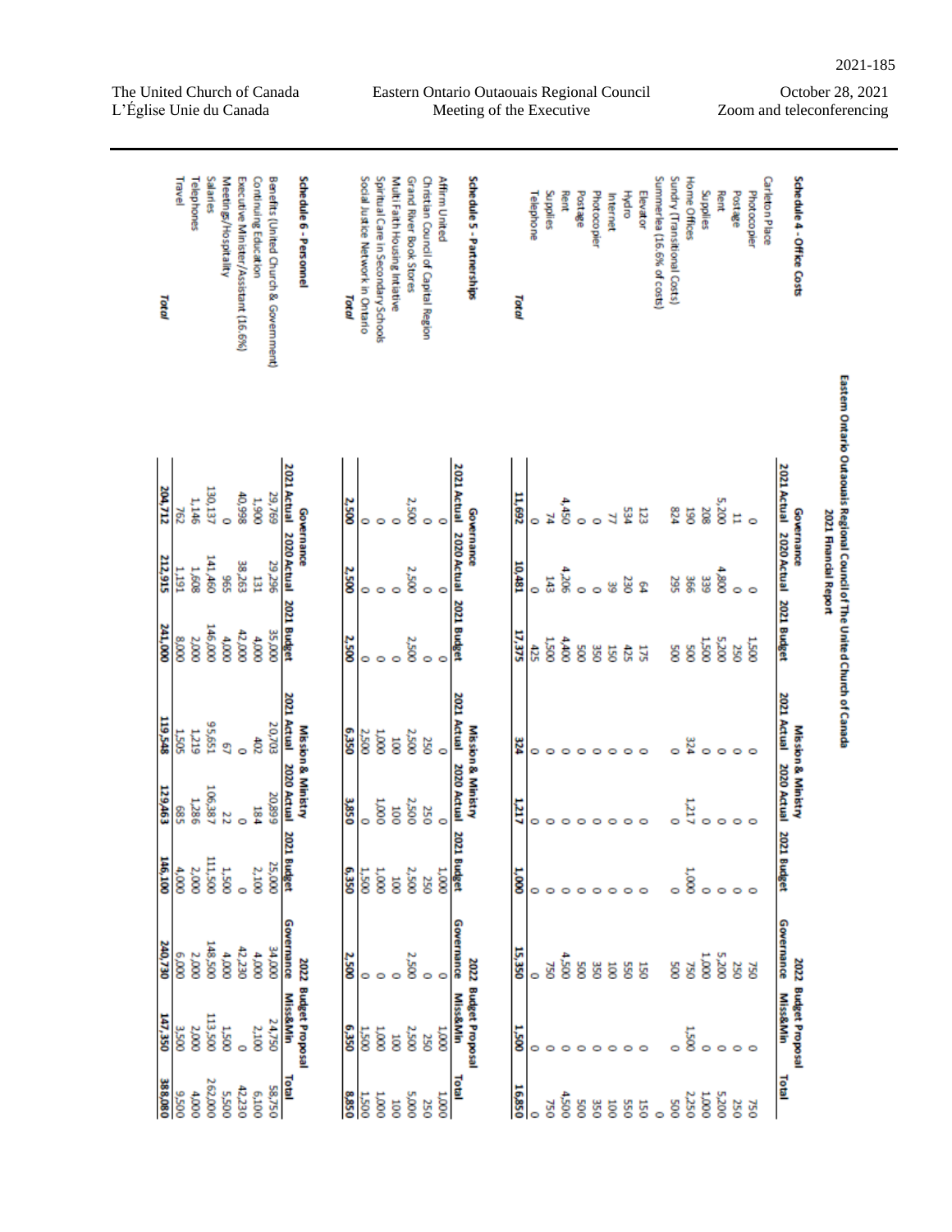## Eastern Ontario Outaouais Regional Council of The United Church of Canada
### 2021 Financial Report

| Schedule 4 - Office Costs | Governance 2021 Actual | Governance 2020 Actual | Governance 2021 Budget | Mission & Ministry 2021 Actual | Mission & Ministry 2020 Actual | Mission & Ministry 2021 Budget | 2022 Budget Proposal Governance | 2022 Budget Proposal Miss&Min | 2022 Budget Proposal Total |
|---|---|---|---|---|---|---|---|---|---|
| Carleton Place | | | | | | | | | |
| Photocopier | 0 | 0 | 1,500 | 0 | 0 | 0 | 750 | 0 | 750 |
| Postage | 11 | 0 | 250 | 0 | 0 | 0 | 250 | 0 | 250 |
| Rent | 5,200 | 4,800 | 5,200 | 0 | 0 | 0 | 5,200 | 0 | 5,200 |
| Supplies | 208 | 339 | 1,500 | 0 | 0 | 0 | 1,000 | 0 | 1,000 |
| Home Offices | 190 | 366 | 500 | 324 | 1,217 | 1,000 | 750 | 1,500 | 2,250 |
| Sundry (Transitional Costs) | 824 | 295 | 500 | 0 | 0 | 0 | 500 | 0 | 500 |
| Summerlea (16.6% of costs) | | | | | | | | | 0 |
| Elevator | 123 | 64 | 175 | 0 | 0 | 0 | 150 | 0 | 150 |
| Hydro | 534 | 230 | 425 | 0 | 0 | 0 | 550 | 0 | 550 |
| Internet | 77 | 39 | 150 | 0 | 0 | 0 | 100 | 0 | 100 |
| Photocopier | 0 | 0 | 350 | 0 | 0 | 0 | 350 | 0 | 350 |
| Postage | 0 | 0 | 500 | 0 | 0 | 0 | 500 | 0 | 500 |
| Rent | 4,450 | 4,206 | 4,400 | 0 | 0 | 0 | 4,500 | 0 | 4,500 |
| Supplies | 74 | 143 | 1,500 | 0 | 0 | 0 | 750 | 0 | 750 |
| Telephone | 0 | | 425 | 0 | 0 | 0 | 0 | 0 | 0 |
| **Total** | **11,692** | **10,481** | **17,375** | **324** | **1,217** | **1,000** | **15,350** | **1,500** | **16,850** |

| Schedule 5 - Partnerships | Governance 2021 Actual | Governance 2020 Actual | Governance 2021 Budget | Mission & Ministry 2021 Actual | Mission & Ministry 2020 Actual | Mission & Ministry 2021 Budget | 2022 Budget Proposal Governance | 2022 Budget Proposal Miss&Min | 2022 Budget Proposal Total |
|---|---|---|---|---|---|---|---|---|---|
| Affirm United | 0 | 0 | 0 | 0 | 0 | 1,000 | 0 | 1,000 | 1,000 |
| Christian Council of Capital Region | 0 | 0 | 0 | 250 | 250 | 250 | 0 | 250 | 250 |
| Grand River Book Stores | 2,500 | 2,500 | 2,500 | 2,500 | 2,500 | 2,500 | 2,500 | 2,500 | 5,000 |
| Multi Faith Housing Intiative | 0 | 0 | 0 | 100 | 100 | 100 | 0 | 100 | 100 |
| Spiritual Care in Secondary Schools | 0 | 0 | 0 | 1,000 | 1,000 | 1,000 | 0 | 1,000 | 1,000 |
| Social Justice Network in Ontario | 0 | 0 | 0 | 2,500 | 0 | 1,500 | 0 | 1,500 | 1,500 |
| **Total** | **2,500** | **2,500** | **2,500** | **6,350** | **3,850** | **6,350** | **2,500** | **6,350** | **8,850** |

| Schedule 6 - Personnel | Governance 2021 Actual | Governance 2020 Actual | Governance 2021 Budget | Mission & Ministry 2021 Actual | Mission & Ministry 2020 Actual | Mission & Ministry 2021 Budget | 2022 Budget Proposal Governance | 2022 Budget Proposal Miss&Min | 2022 Budget Proposal Total |
|---|---|---|---|---|---|---|---|---|---|
| Benefits (United Church & Government) | 29,769 | 29,296 | 35,000 | 20,703 | 20,899 | 25,000 | 34,000 | 24,750 | 58,750 |
| Continuing Education | 1,900 | 131 | 4,000 | 402 | 184 | 2,100 | 4,000 | 2,100 | 6,100 |
| Executive Minister/Assistant (16.6%) | 40,998 | 38,263 | 42,000 | 0 | 0 | 0 | 42,230 | 0 | 42,230 |
| Meetings/Hospitality | 0 | 965 | 4,000 | 67 | 22 | 1,500 | 4,000 | 1,500 | 5,500 |
| Salaries | 130,137 | 141,460 | 146,000 | 95,651 | 106,387 | 111,500 | 148,500 | 113,500 | 262,000 |
| Telephones | 1,146 | 1,608 | 2,000 | 1,219 | 1,286 | 2,000 | 2,000 | 2,000 | 4,000 |
| Travel | 762 | 1,191 | 8,000 | 1,505 | 685 | 4,000 | 6,000 | 3,500 | 9,500 |
| **Total** | **204,712** | **212,915** | **241,000** | **119,548** | **129,463** | **146,100** | **240,730** | **147,350** | **388,080** |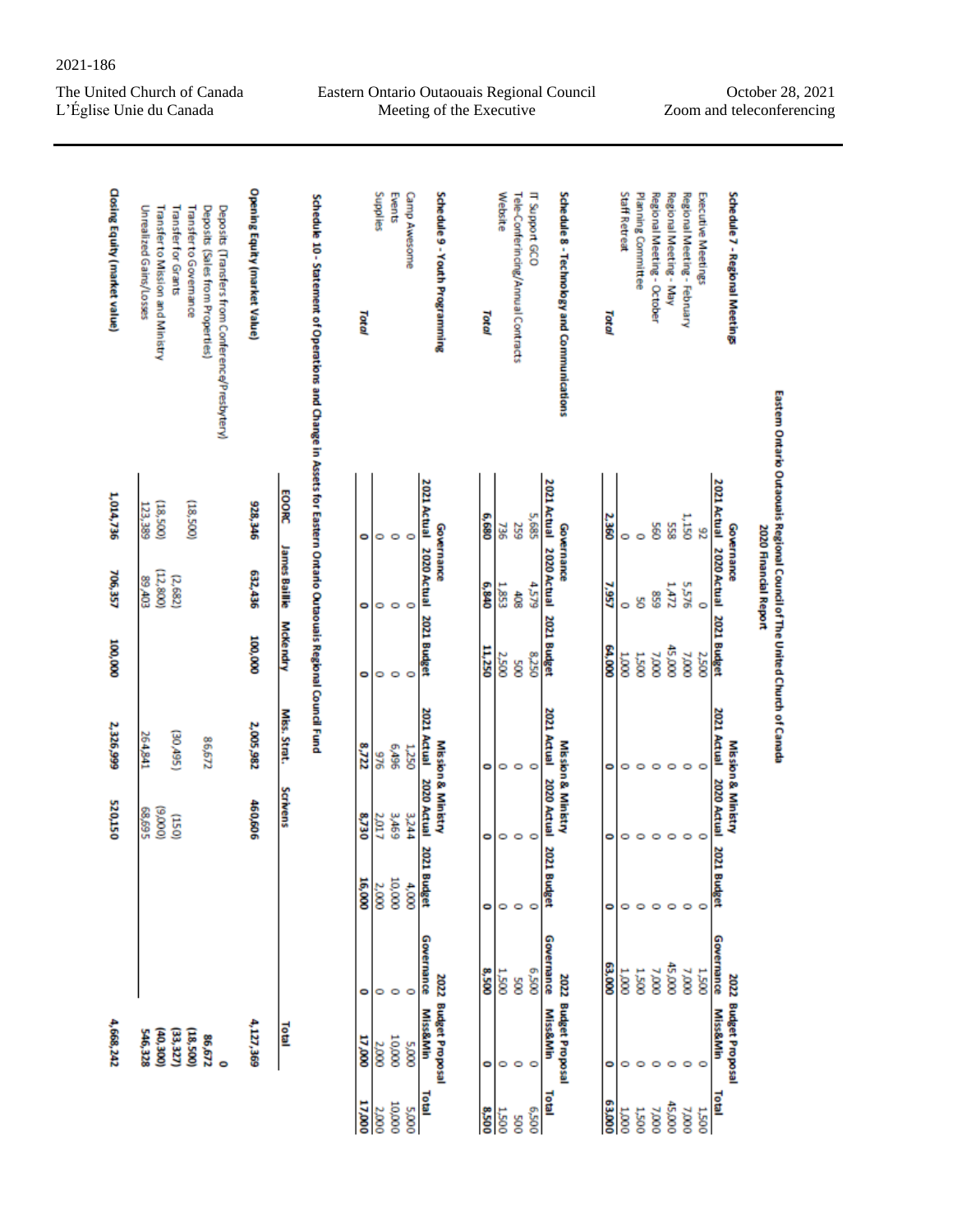2021-186

| The United Church of Canada<br>L'Église Unie du Canada | Eastern Ontario Outaouais Regional Council<br>Meeting of the Executive | October 28, 2021<br>Zoom and teleconferencing |
|---|---|---|

## Eastern Ontario Outaouais Regional Council of The United Church of Canada
### 2020 Financial Report

### Schedule 7 - Regional Meetings

| | Governance | | | Mission & Ministry | | | 2022 Budget Proposal | | |
|---|---|---|---|---|---|---|---|---|---|
| | 2021 Actual | 2020 Actual | 2021 Budget | 2021 Actual | 2020 Actual | 2021 Budget | Governance | Miss&Min | Total |
| Executive Meetings | 92 | 0 | 2,500 | 0 | 0 | 0 | 1,500 | 0 | 1,500 |
| Regional Meeting - February | 1,150 | 5,576 | 7,000 | 0 | 0 | 0 | 7,000 | 0 | 7,000 |
| Regional Meeting - May | 558 | 1,472 | 45,000 | 0 | 0 | 0 | 45,000 | 0 | 45,000 |
| Regional Meeting - October | 560 | 859 | 7,000 | 0 | 0 | 0 | 7,000 | 0 | 7,000 |
| Planning Committee | 0 | 50 | 1,500 | 0 | 0 | 0 | 1,500 | 0 | 1,500 |
| Staff Retreat | 0 | 0 | 1,000 | 0 | 0 | 0 | 1,000 | 0 | 1,000 |
| **Total** | **2,360** | **7,957** | **64,000** | **0** | **0** | **0** | **63,000** | **0** | **63,000** |

### Schedule 8 - Technology and Communications

| | Governance | | | Mission & Ministry | | | 2022 Budget Proposal | | |
|---|---|---|---|---|---|---|---|---|---|
| | 2021 Actual | 2020 Actual | 2021 Budget | 2021 Actual | 2020 Actual | 2021 Budget | Governance | Miss&Min | Total |
| IT Support GCO | 5,685 | 4,579 | 8,250 | 0 | 0 | 0 | 6,500 | 0 | 6,500 |
| Tele-Conferincing/Annual Contracts | 259 | 408 | 500 | 0 | 0 | 0 | 500 | 0 | 500 |
| Website | 736 | 1,853 | 2,500 | 0 | 0 | 0 | 1,500 | 0 | 1,500 |
| **Total** | **6,680** | **6,840** | **11,250** | **0** | **0** | **0** | **8,500** | **0** | **8,500** |

### Schedule 9 - Youth Programming

| | Governance | | | Mission & Ministry | | | 2022 Budget Proposal | | |
|---|---|---|---|---|---|---|---|---|---|
| | 2021 Actual | 2020 Actual | 2021 Budget | 2021 Actual | 2020 Actual | 2021 Budget | Governance | Miss&Min | Total |
| Camp Awesome | 0 | 0 | 0 | 1,250 | 3,244 | 4,000 | 0 | 5,000 | 5,000 |
| Events | 0 | 0 | 0 | 6,496 | 3,469 | 10,000 | 0 | 10,000 | 10,000 |
| Supplies | 0 | 0 | 0 | 976 | 2,017 | 2,000 | 0 | 2,000 | 2,000 |
| **Total** | **0** | **0** | **0** | **8,722** | **8,730** | **16,000** | **0** | **17,000** | **17,000** |

### Schedule 10 - Statement of Operations and Change in Assets for Eastern Ontario Outaouais Regional Council Fund

| | EOORC | James Baillie | McKendry | Miss. Strat. | Scrivens | Total |
|---|---|---|---|---|---|---|
| **Opening Equity (market Value)** | **928,346** | **632,436** | **100,000** | **2,005,982** | **460,606** | **4,127,369** |
| Deposits (Transfers from Conference/Presbytery) | | | | | | 0 |
| Deposits (Sales from Properties) | | | | 86,672 | | 86,672 |
| Transfer to Governance | (18,500) | | | | | (18,500) |
| Transfer for Grants | | (2,682) | | (30,495) | (150) | (33,327) |
| Transfer to Mission and Ministry | (18,500) | (12,800) | | | (9,000) | (40,300) |
| Unrealized Gains/Losses | 123,389 | 89,403 | | 264,841 | 68,695 | 546,328 |
| **Closing Equity (market value)** | **1,014,736** | **706,357** | **100,000** | **2,326,999** | **520,150** | **4,668,242** |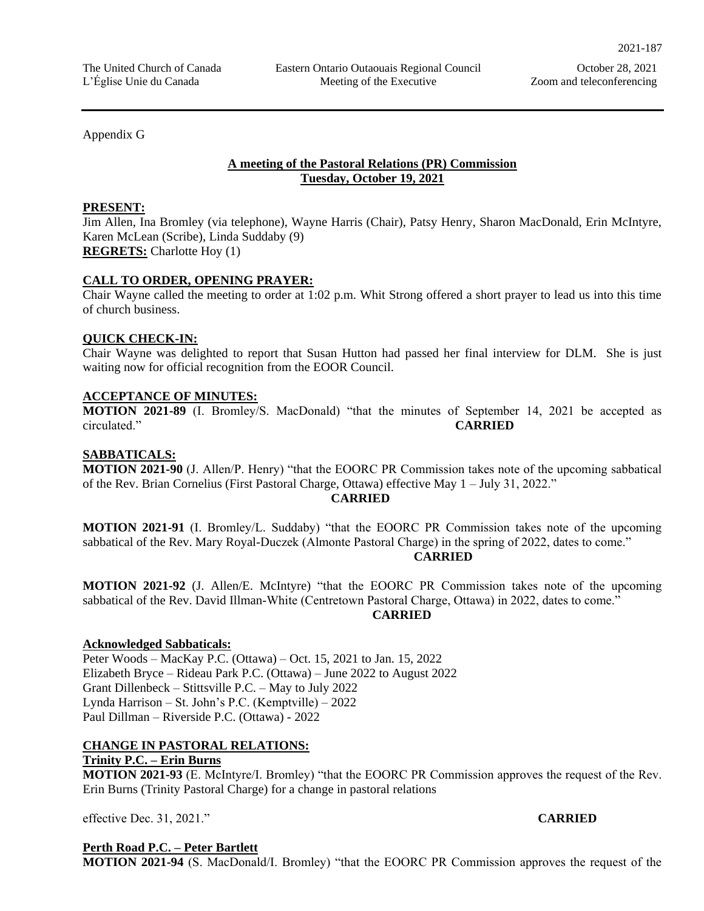Appendix G

## A meeting of the Pastoral Relations (PR) Commission
## Tuesday, October 19, 2021

**PRESENT:**
Jim Allen, Ina Bromley (via telephone), Wayne Harris (Chair), Patsy Henry, Sharon MacDonald, Erin McIntyre, Karen McLean (Scribe), Linda Suddaby (9)
**REGRETS:** Charlotte Hoy (1)

**CALL TO ORDER, OPENING PRAYER:**
Chair Wayne called the meeting to order at 1:02 p.m. Whit Strong offered a short prayer to lead us into this time of church business.

**QUICK CHECK-IN:**
Chair Wayne was delighted to report that Susan Hutton had passed her final interview for DLM. She is just waiting now for official recognition from the EOOR Council.

**ACCEPTANCE OF MINUTES:**
**MOTION 2021-89** (I. Bromley/S. MacDonald) "that the minutes of September 14, 2021 be accepted as circulated." **CARRIED**

**SABBATICALS:**
**MOTION 2021-90** (J. Allen/P. Henry) "that the EOORC PR Commission takes note of the upcoming sabbatical of the Rev. Brian Cornelius (First Pastoral Charge, Ottawa) effective May 1 – July 31, 2022." **CARRIED**

**MOTION 2021-91** (I. Bromley/L. Suddaby) "that the EOORC PR Commission takes note of the upcoming sabbatical of the Rev. Mary Royal-Duczek (Almonte Pastoral Charge) in the spring of 2022, dates to come." **CARRIED**

**MOTION 2021-92** (J. Allen/E. McIntyre) "that the EOORC PR Commission takes note of the upcoming sabbatical of the Rev. David Illman-White (Centretown Pastoral Charge, Ottawa) in 2022, dates to come." **CARRIED**

**Acknowledged Sabbaticals:**
Peter Woods – MacKay P.C. (Ottawa) – Oct. 15, 2021 to Jan. 15, 2022
Elizabeth Bryce – Rideau Park P.C. (Ottawa) – June 2022 to August 2022
Grant Dillenbeck – Stittsville P.C. – May to July 2022
Lynda Harrison – St. John's P.C. (Kemptville) – 2022
Paul Dillman – Riverside P.C. (Ottawa) - 2022

**CHANGE IN PASTORAL RELATIONS:**
**Trinity P.C. – Erin Burns**
**MOTION 2021-93** (E. McIntyre/I. Bromley) "that the EOORC PR Commission approves the request of the Rev. Erin Burns (Trinity Pastoral Charge) for a change in pastoral relations effective Dec. 31, 2021." **CARRIED**

**Perth Road P.C. – Peter Bartlett**
**MOTION 2021-94** (S. MacDonald/I. Bromley) "that the EOORC PR Commission approves the request of the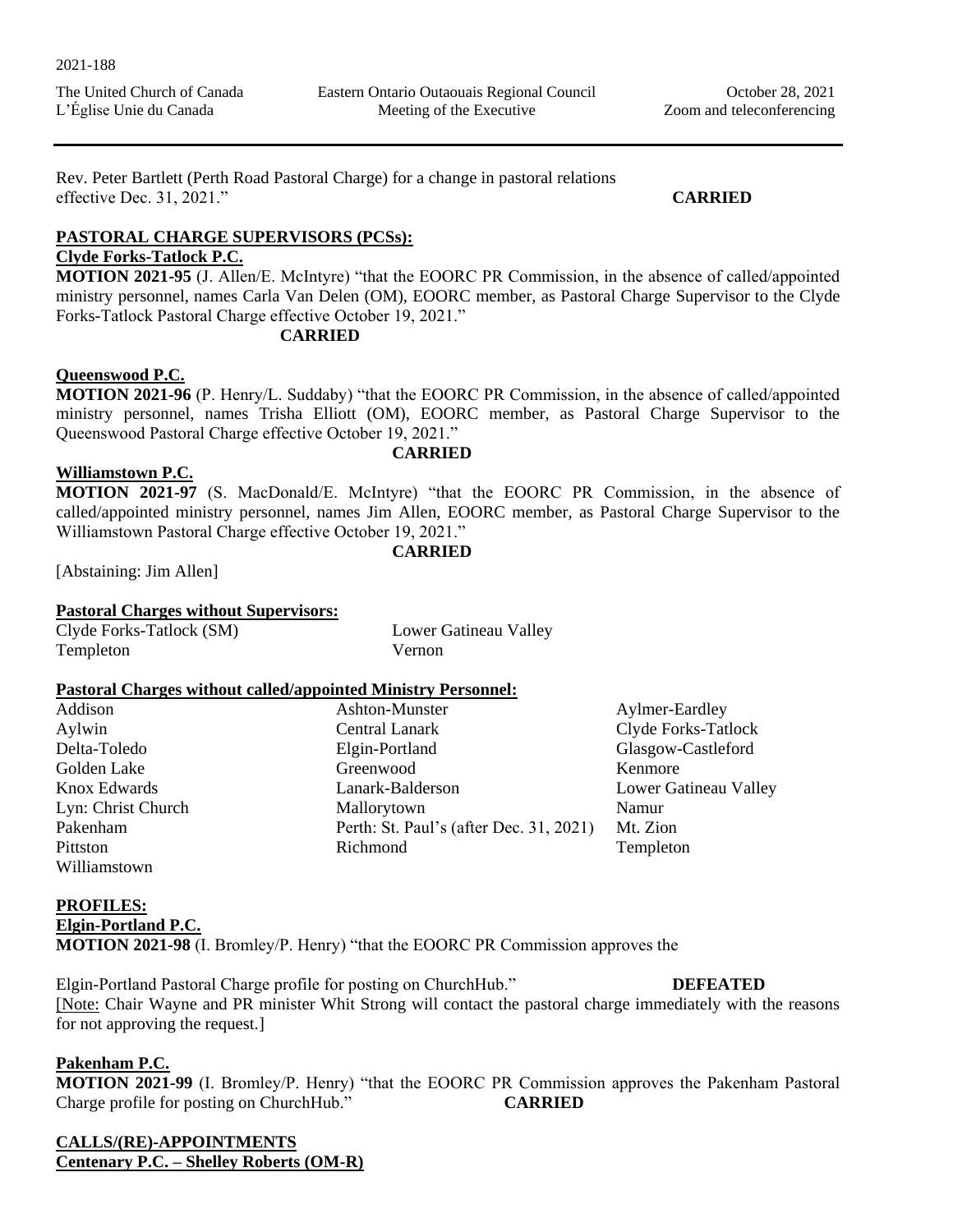Rev. Peter Bartlett (Perth Road Pastoral Charge) for a change in pastoral relations effective Dec. 31, 2021." **CARRIED**

## PASTORAL CHARGE SUPERVISORS (PCSs):

**Clyde Forks-Tatlock P.C.**

**MOTION 2021-95** (J. Allen/E. McIntyre) "that the EOORC PR Commission, in the absence of called/appointed ministry personnel, names Carla Van Delen (OM), EOORC member, as Pastoral Charge Supervisor to the Clyde Forks-Tatlock Pastoral Charge effective October 19, 2021."

**CARRIED**

**Queenswood P.C.**

**MOTION 2021-96** (P. Henry/L. Suddaby) "that the EOORC PR Commission, in the absence of called/appointed ministry personnel, names Trisha Elliott (OM), EOORC member, as Pastoral Charge Supervisor to the Queenswood Pastoral Charge effective October 19, 2021."

**CARRIED**

**Williamstown P.C.**

**MOTION 2021-97** (S. MacDonald/E. McIntyre) "that the EOORC PR Commission, in the absence of called/appointed ministry personnel, names Jim Allen, EOORC member, as Pastoral Charge Supervisor to the Williamstown Pastoral Charge effective October 19, 2021."

**CARRIED**

[Abstaining: Jim Allen]

**Pastoral Charges without Supervisors:**

| | |
|---|---|
| Clyde Forks-Tatlock (SM) | Lower Gatineau Valley |
| Templeton | Vernon |

**Pastoral Charges without called/appointed Ministry Personnel:**

| | | |
|---|---|---|
| Addison | Ashton-Munster | Aylmer-Eardley |
| Aylwin | Central Lanark | Clyde Forks-Tatlock |
| Delta-Toledo | Elgin-Portland | Glasgow-Castleford |
| Golden Lake | Greenwood | Kenmore |
| Knox Edwards | Lanark-Balderson | Lower Gatineau Valley |
| Lyn: Christ Church | Mallorytown | Namur |
| Pakenham | Perth: St. Paul's (after Dec. 31, 2021) | Mt. Zion |
| Pittston | Richmond | Templeton |
| Williamstown | | |

## PROFILES:

**Elgin-Portland P.C.**

**MOTION 2021-98** (I. Bromley/P. Henry) "that the EOORC PR Commission approves the Elgin-Portland Pastoral Charge profile for posting on ChurchHub." **DEFEATED**

[Note: Chair Wayne and PR minister Whit Strong will contact the pastoral charge immediately with the reasons for not approving the request.]

**Pakenham P.C.**

**MOTION 2021-99** (I. Bromley/P. Henry) "that the EOORC PR Commission approves the Pakenham Pastoral Charge profile for posting on ChurchHub." **CARRIED**

## CALLS/(RE)-APPOINTMENTS

**Centenary P.C. – Shelley Roberts (OM-R)**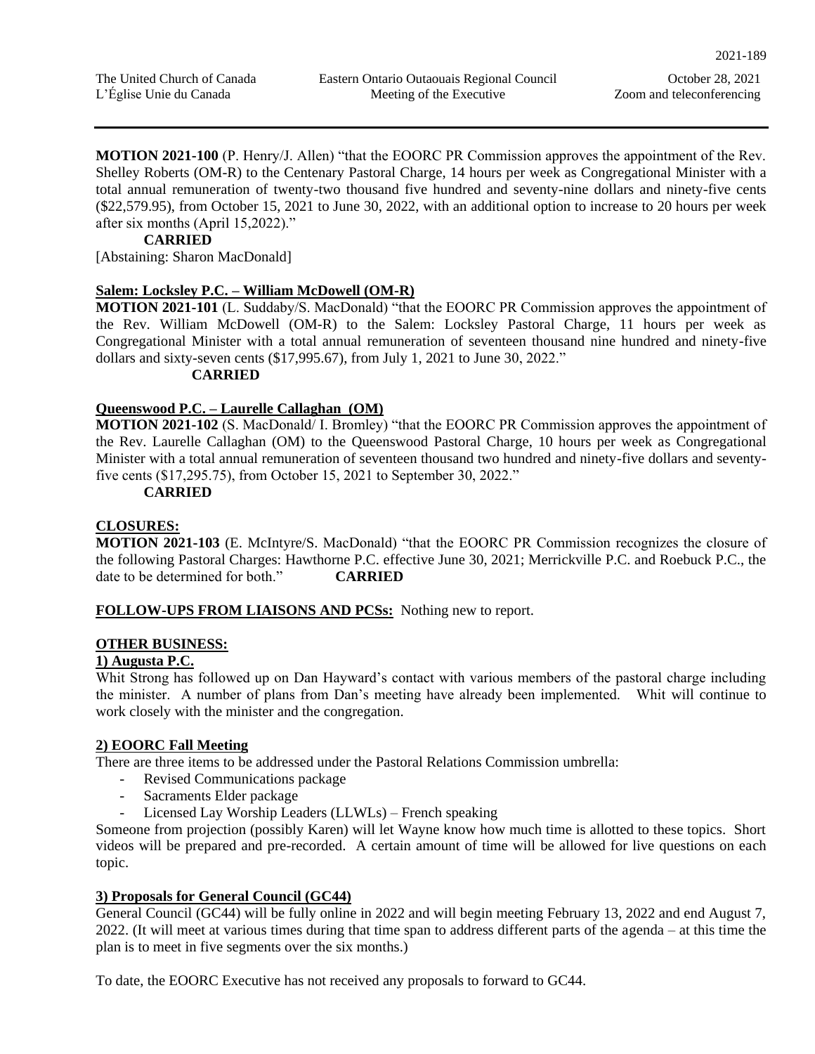**MOTION 2021-100** (P. Henry/J. Allen) "that the EOORC PR Commission approves the appointment of the Rev. Shelley Roberts (OM-R) to the Centenary Pastoral Charge, 14 hours per week as Congregational Minister with a total annual remuneration of twenty-two thousand five hundred and seventy-nine dollars and ninety-five cents ($22,579.95), from October 15, 2021 to June 30, 2022, with an additional option to increase to 20 hours per week after six months (April 15,2022)."

**CARRIED**

[Abstaining: Sharon MacDonald]

**Salem: Locksley P.C. – William McDowell (OM-R)**

**MOTION 2021-101** (L. Suddaby/S. MacDonald) "that the EOORC PR Commission approves the appointment of the Rev. William McDowell (OM-R) to the Salem: Locksley Pastoral Charge, 11 hours per week as Congregational Minister with a total annual remuneration of seventeen thousand nine hundred and ninety-five dollars and sixty-seven cents ($17,995.67), from July 1, 2021 to June 30, 2022."

**CARRIED**

**Queenswood P.C. – Laurelle Callaghan (OM)**

**MOTION 2021-102** (S. MacDonald/ I. Bromley) "that the EOORC PR Commission approves the appointment of the Rev. Laurelle Callaghan (OM) to the Queenswood Pastoral Charge, 10 hours per week as Congregational Minister with a total annual remuneration of seventeen thousand two hundred and ninety-five dollars and seventy-five cents ($17,295.75), from October 15, 2021 to September 30, 2022."

**CARRIED**

**CLOSURES:**

**MOTION 2021-103** (E. McIntyre/S. MacDonald) "that the EOORC PR Commission recognizes the closure of the following Pastoral Charges: Hawthorne P.C. effective June 30, 2021; Merrickville P.C. and Roebuck P.C., the date to be determined for both." **CARRIED**

**FOLLOW-UPS FROM LIAISONS AND PCSs:** Nothing new to report.

**OTHER BUSINESS:**

**1) Augusta P.C.**

Whit Strong has followed up on Dan Hayward's contact with various members of the pastoral charge including the minister. A number of plans from Dan's meeting have already been implemented. Whit will continue to work closely with the minister and the congregation.

**2) EOORC Fall Meeting**

There are three items to be addressed under the Pastoral Relations Commission umbrella:

- Revised Communications package
- Sacraments Elder package
- Licensed Lay Worship Leaders (LLWLs) – French speaking

Someone from projection (possibly Karen) will let Wayne know how much time is allotted to these topics. Short videos will be prepared and pre-recorded. A certain amount of time will be allowed for live questions on each topic.

**3) Proposals for General Council (GC44)**

General Council (GC44) will be fully online in 2022 and will begin meeting February 13, 2022 and end August 7, 2022. (It will meet at various times during that time span to address different parts of the agenda – at this time the plan is to meet in five segments over the six months.)

To date, the EOORC Executive has not received any proposals to forward to GC44.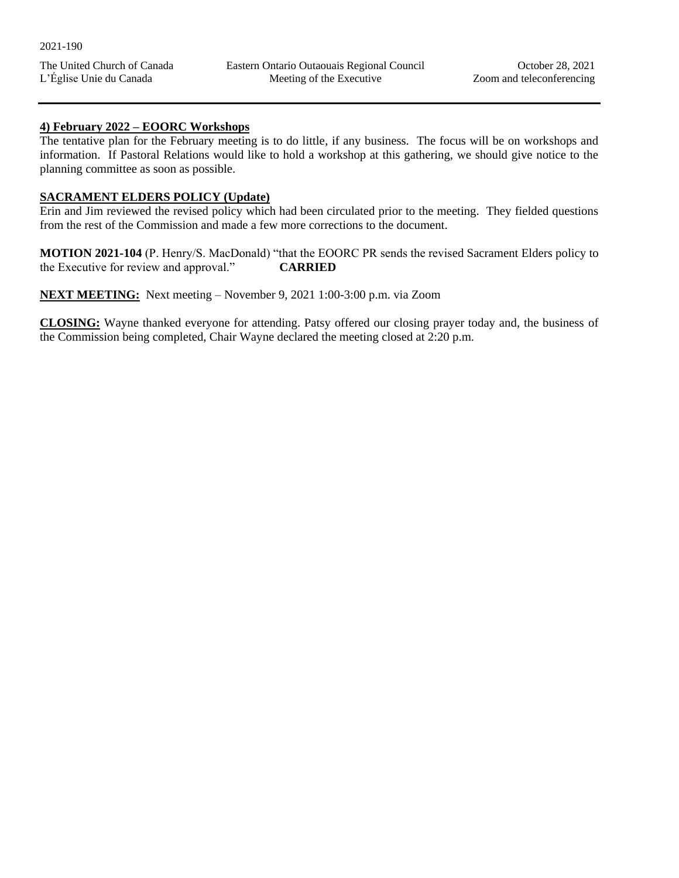**4) February 2022 – EOORC Workshops**

The tentative plan for the February meeting is to do little, if any business. The focus will be on workshops and information. If Pastoral Relations would like to hold a workshop at this gathering, we should give notice to the planning committee as soon as possible.

**SACRAMENT ELDERS POLICY (Update)**

Erin and Jim reviewed the revised policy which had been circulated prior to the meeting. They fielded questions from the rest of the Commission and made a few more corrections to the document.

**MOTION 2021-104** (P. Henry/S. MacDonald) "that the EOORC PR sends the revised Sacrament Elders policy to the Executive for review and approval." **CARRIED**

**NEXT MEETING:** Next meeting – November 9, 2021 1:00-3:00 p.m. via Zoom

**CLOSING:** Wayne thanked everyone for attending. Patsy offered our closing prayer today and, the business of the Commission being completed, Chair Wayne declared the meeting closed at 2:20 p.m.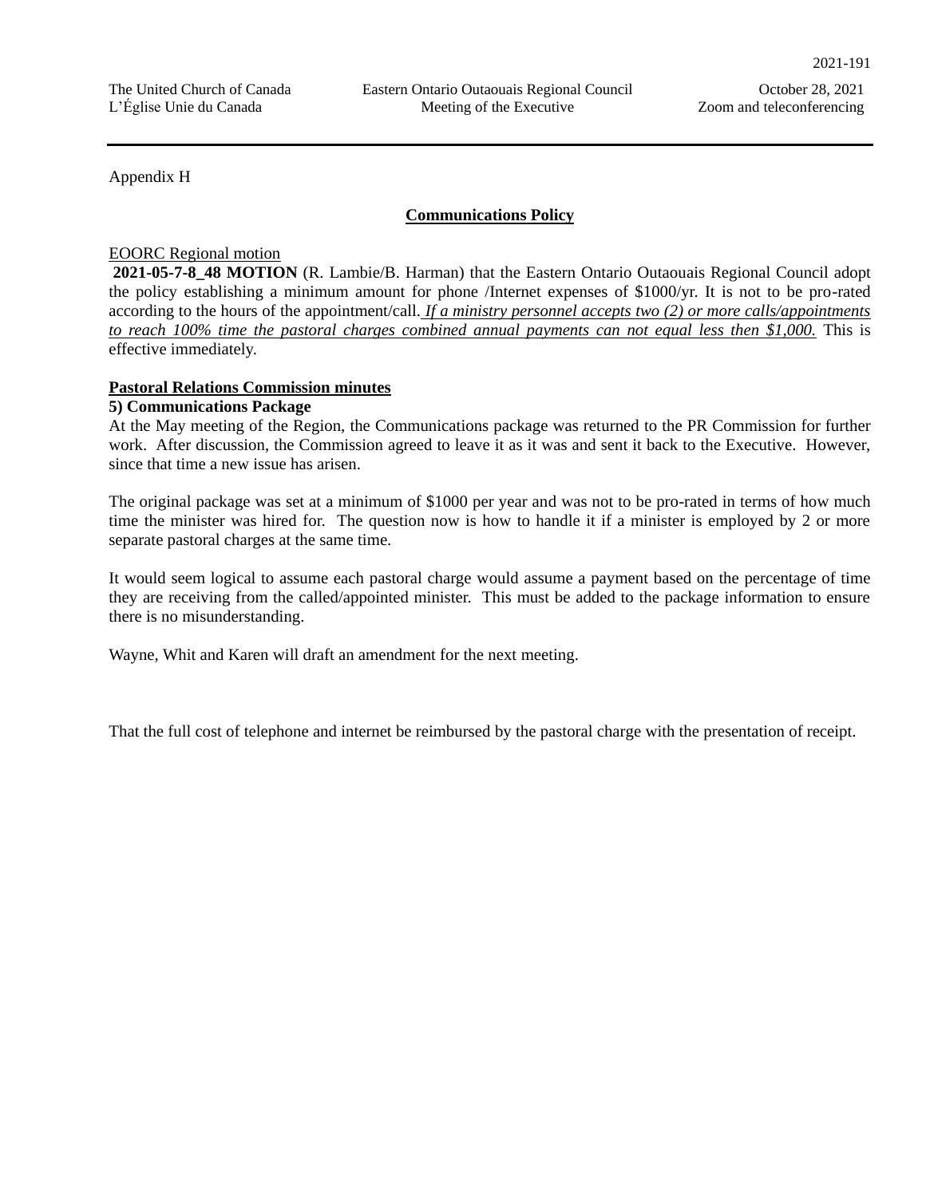Appendix H

## Communications Policy

EOORC Regional motion

**2021-05-7-8_48 MOTION** (R. Lambie/B. Harman) that the Eastern Ontario Outaouais Regional Council adopt the policy establishing a minimum amount for phone /Internet expenses of $1000/yr. It is not to be pro-rated according to the hours of the appointment/call. *If a ministry personnel accepts two (2) or more calls/appointments to reach 100% time the pastoral charges combined annual payments can not equal less then $1,000.* This is effective immediately.

**Pastoral Relations Commission minutes**

**5) Communications Package**

At the May meeting of the Region, the Communications package was returned to the PR Commission for further work. After discussion, the Commission agreed to leave it as it was and sent it back to the Executive. However, since that time a new issue has arisen.

The original package was set at a minimum of $1000 per year and was not to be pro-rated in terms of how much time the minister was hired for. The question now is how to handle it if a minister is employed by 2 or more separate pastoral charges at the same time.

It would seem logical to assume each pastoral charge would assume a payment based on the percentage of time they are receiving from the called/appointed minister. This must be added to the package information to ensure there is no misunderstanding.

Wayne, Whit and Karen will draft an amendment for the next meeting.

That the full cost of telephone and internet be reimbursed by the pastoral charge with the presentation of receipt.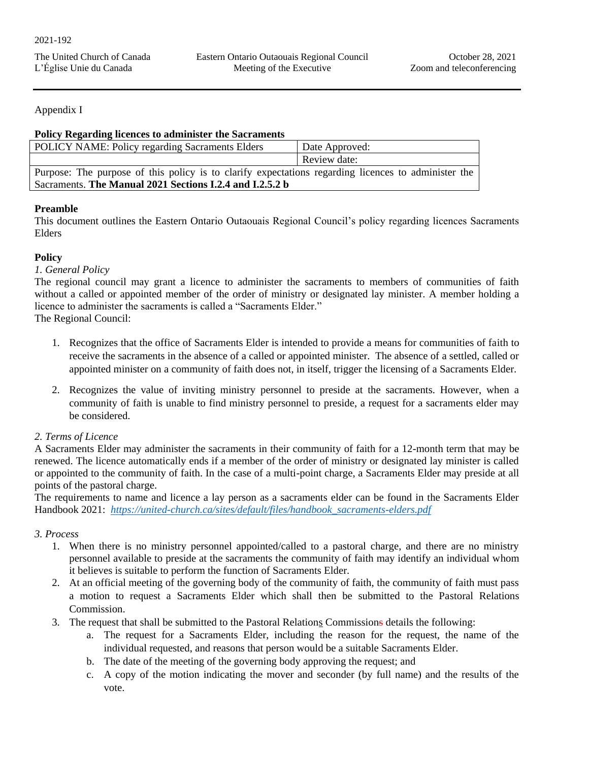2021-192

The United Church of Canada
L'Église Unie du Canada

Eastern Ontario Outaouais Regional Council
Meeting of the Executive

October 28, 2021
Zoom and teleconferencing

Appendix I

**Policy Regarding licences to administer the Sacraments**

| POLICY NAME: Policy regarding Sacraments Elders | Date Approved: |
|---|---|
| | Review date: |
| Purpose: The purpose of this policy is to clarify expectations regarding licences to administer the Sacraments. **The Manual 2021 Sections I.2.4 and I.2.5.2 b** | |

**Preamble**

This document outlines the Eastern Ontario Outaouais Regional Council's policy regarding licences Sacraments Elders

**Policy**

*1. General Policy*

The regional council may grant a licence to administer the sacraments to members of communities of faith without a called or appointed member of the order of ministry or designated lay minister. A member holding a licence to administer the sacraments is called a "Sacraments Elder."

The Regional Council:

1. Recognizes that the office of Sacraments Elder is intended to provide a means for communities of faith to receive the sacraments in the absence of a called or appointed minister. The absence of a settled, called or appointed minister on a community of faith does not, in itself, trigger the licensing of a Sacraments Elder.
2. Recognizes the value of inviting ministry personnel to preside at the sacraments. However, when a community of faith is unable to find ministry personnel to preside, a request for a sacraments elder may be considered.

*2. Terms of Licence*

A Sacraments Elder may administer the sacraments in their community of faith for a 12-month term that may be renewed. The licence automatically ends if a member of the order of ministry or designated lay minister is called or appointed to the community of faith. In the case of a multi-point charge, a Sacraments Elder may preside at all points of the pastoral charge.

The requirements to name and licence a lay person as a sacraments elder can be found in the Sacraments Elder Handbook 2021: *https://united-church.ca/sites/default/files/handbook_sacraments-elders.pdf*

*3. Process*

1. When there is no ministry personnel appointed/called to a pastoral charge, and there are no ministry personnel available to preside at the sacraments the community of faith may identify an individual whom it believes is suitable to perform the function of Sacraments Elder.
2. At an official meeting of the governing body of the community of faith, the community of faith must pass a motion to request a Sacraments Elder which shall then be submitted to the Pastoral Relations Commission.
3. The request that shall be submitted to the Pastoral Relations Commissions details the following:
   a. The request for a Sacraments Elder, including the reason for the request, the name of the individual requested, and reasons that person would be a suitable Sacraments Elder.
   b. The date of the meeting of the governing body approving the request; and
   c. A copy of the motion indicating the mover and seconder (by full name) and the results of the vote.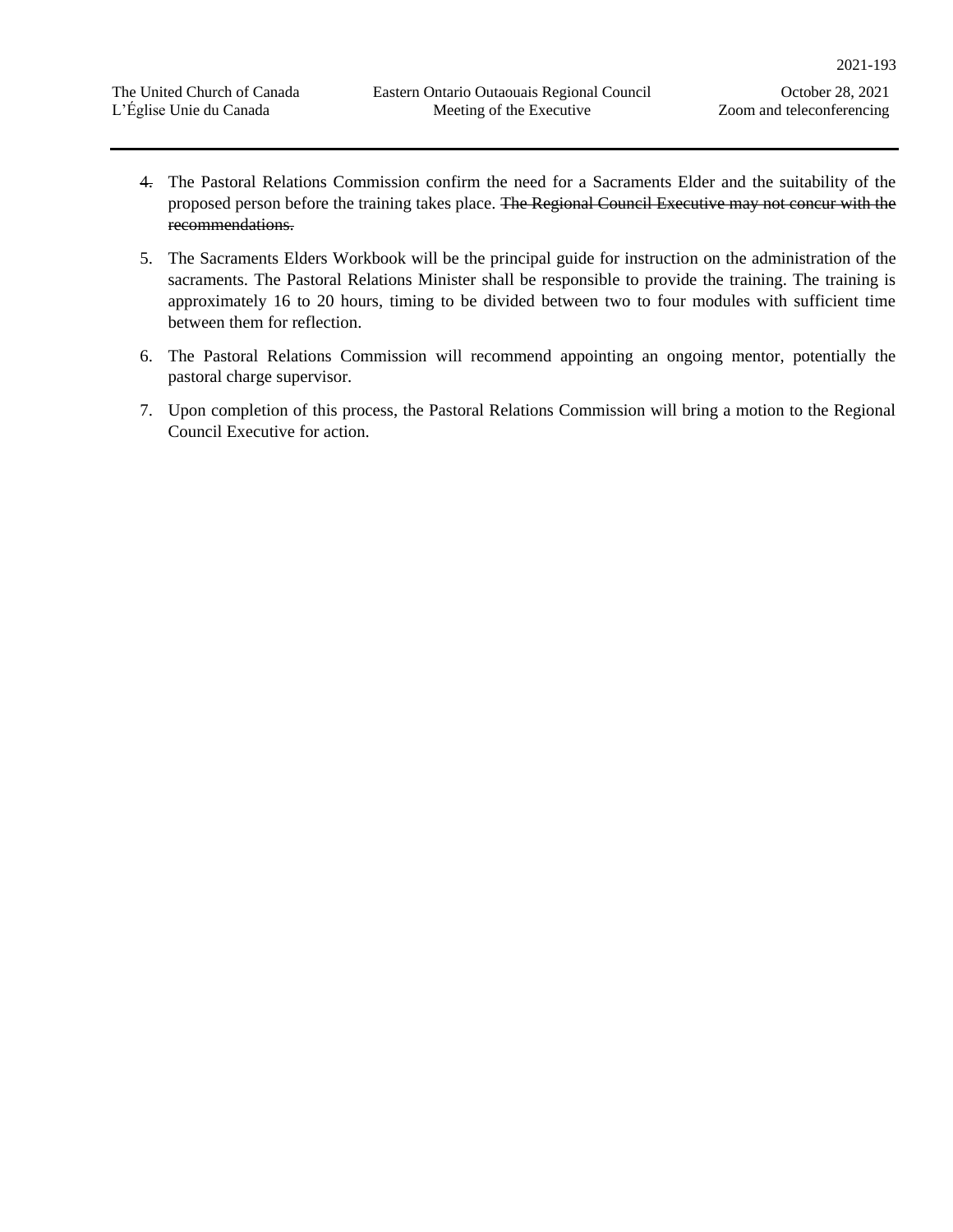4. The Pastoral Relations Commission confirm the need for a Sacraments Elder and the suitability of the proposed person before the training takes place. ~~The Regional Council Executive may not concur with the recommendations.~~

5. The Sacraments Elders Workbook will be the principal guide for instruction on the administration of the sacraments. The Pastoral Relations Minister shall be responsible to provide the training. The training is approximately 16 to 20 hours, timing to be divided between two to four modules with sufficient time between them for reflection.

6. The Pastoral Relations Commission will recommend appointing an ongoing mentor, potentially the pastoral charge supervisor.

7. Upon completion of this process, the Pastoral Relations Commission will bring a motion to the Regional Council Executive for action.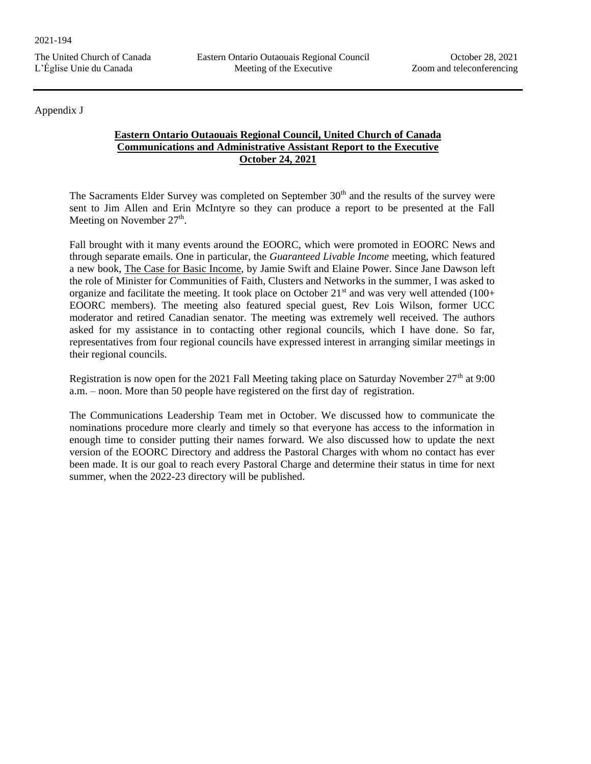Appendix J

**Eastern Ontario Outaouais Regional Council, United Church of Canada**
**Communications and Administrative Assistant Report to the Executive**
**October 24, 2021**

The Sacraments Elder Survey was completed on September 30th and the results of the survey were sent to Jim Allen and Erin McIntyre so they can produce a report to be presented at the Fall Meeting on November 27th.

Fall brought with it many events around the EOORC, which were promoted in EOORC News and through separate emails. One in particular, the *Guaranteed Livable Income* meeting, which featured a new book, The Case for Basic Income, by Jamie Swift and Elaine Power. Since Jane Dawson left the role of Minister for Communities of Faith, Clusters and Networks in the summer, I was asked to organize and facilitate the meeting. It took place on October 21st and was very well attended (100+ EOORC members). The meeting also featured special guest, Rev Lois Wilson, former UCC moderator and retired Canadian senator. The meeting was extremely well received. The authors asked for my assistance in to contacting other regional councils, which I have done. So far, representatives from four regional councils have expressed interest in arranging similar meetings in their regional councils.

Registration is now open for the 2021 Fall Meeting taking place on Saturday November 27th at 9:00 a.m. – noon. More than 50 people have registered on the first day of registration.

The Communications Leadership Team met in October. We discussed how to communicate the nominations procedure more clearly and timely so that everyone has access to the information in enough time to consider putting their names forward. We also discussed how to update the next version of the EOORC Directory and address the Pastoral Charges with whom no contact has ever been made. It is our goal to reach every Pastoral Charge and determine their status in time for next summer, when the 2022-23 directory will be published.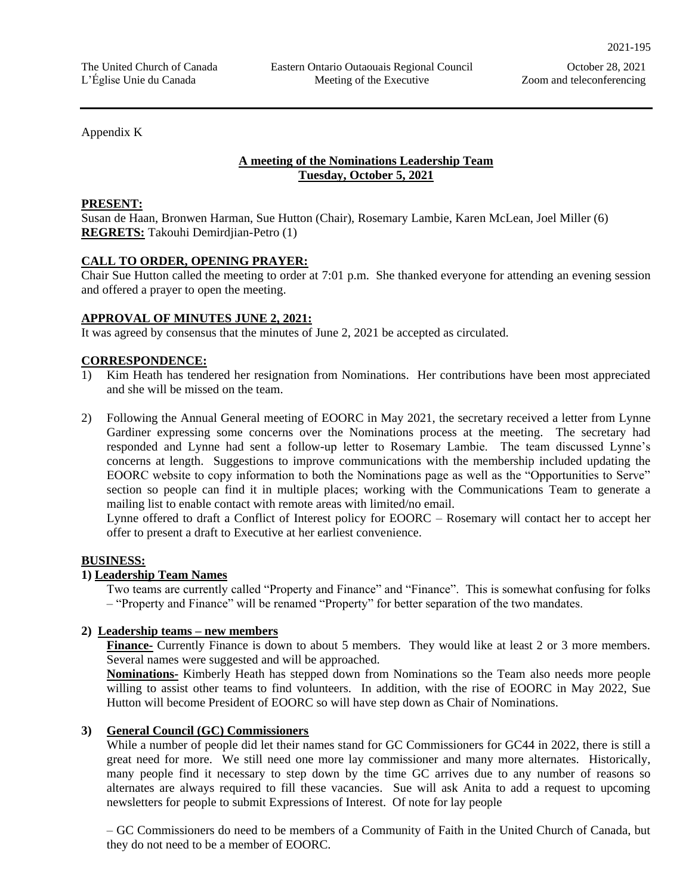Appendix K

## A meeting of the Nominations Leadership Team
## Tuesday, October 5, 2021

**PRESENT:**
Susan de Haan, Bronwen Harman, Sue Hutton (Chair), Rosemary Lambie, Karen McLean, Joel Miller (6)
**REGRETS:** Takouhi Demirdjian-Petro (1)

**CALL TO ORDER, OPENING PRAYER:**
Chair Sue Hutton called the meeting to order at 7:01 p.m. She thanked everyone for attending an evening session and offered a prayer to open the meeting.

**APPROVAL OF MINUTES JUNE 2, 2021:**
It was agreed by consensus that the minutes of June 2, 2021 be accepted as circulated.

**CORRESPONDENCE:**

1) Kim Heath has tendered her resignation from Nominations. Her contributions have been most appreciated and she will be missed on the team.

2) Following the Annual General meeting of EOORC in May 2021, the secretary received a letter from Lynne Gardiner expressing some concerns over the Nominations process at the meeting. The secretary had responded and Lynne had sent a follow-up letter to Rosemary Lambie. The team discussed Lynne's concerns at length. Suggestions to improve communications with the membership included updating the EOORC website to copy information to both the Nominations page as well as the "Opportunities to Serve" section so people can find it in multiple places; working with the Communications Team to generate a mailing list to enable contact with remote areas with limited/no email.
Lynne offered to draft a Conflict of Interest policy for EOORC – Rosemary will contact her to accept her offer to present a draft to Executive at her earliest convenience.

**BUSINESS:**

**1) Leadership Team Names**

Two teams are currently called "Property and Finance" and "Finance". This is somewhat confusing for folks – "Property and Finance" will be renamed "Property" for better separation of the two mandates.

**2) Leadership teams – new members**

**Finance-** Currently Finance is down to about 5 members. They would like at least 2 or 3 more members. Several names were suggested and will be approached.
**Nominations-** Kimberly Heath has stepped down from Nominations so the Team also needs more people willing to assist other teams to find volunteers. In addition, with the rise of EOORC in May 2022, Sue Hutton will become President of EOORC so will have step down as Chair of Nominations.

**3) General Council (GC) Commissioners**

While a number of people did let their names stand for GC Commissioners for GC44 in 2022, there is still a great need for more. We still need one more lay commissioner and many more alternates. Historically, many people find it necessary to step down by the time GC arrives due to any number of reasons so alternates are always required to fill these vacancies. Sue will ask Anita to add a request to upcoming newsletters for people to submit Expressions of Interest. Of note for lay people

– GC Commissioners do need to be members of a Community of Faith in the United Church of Canada, but they do not need to be a member of EOORC.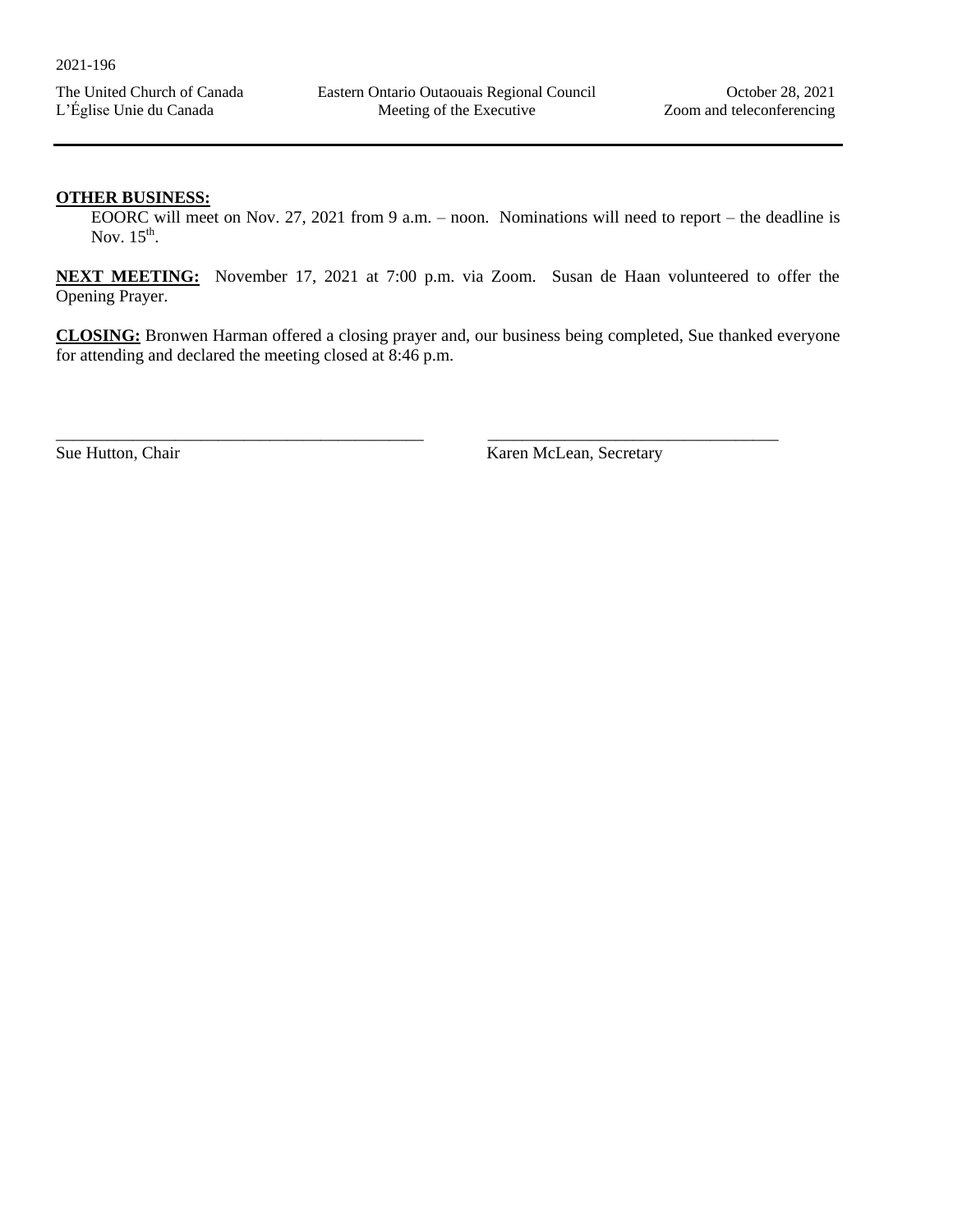**OTHER BUSINESS:**

EOORC will meet on Nov. 27, 2021 from 9 a.m. – noon. Nominations will need to report – the deadline is Nov. 15th.

**NEXT MEETING:** November 17, 2021 at 7:00 p.m. via Zoom. Susan de Haan volunteered to offer the Opening Prayer.

**CLOSING:** Bronwen Harman offered a closing prayer and, our business being completed, Sue thanked everyone for attending and declared the meeting closed at 8:46 p.m.

\_\_\_\_\_\_\_\_\_\_\_\_\_\_\_\_\_\_\_\_\_\_\_\_\_\_\_\_\_\_\_\_\_\_\_\_\_\_\_\_\_\_\_\_
Sue Hutton, Chair

\_\_\_\_\_\_\_\_\_\_\_\_\_\_\_\_\_\_\_\_\_\_\_\_\_\_\_\_\_\_\_\_\_\_\_\_\_\_\_\_\_\_\_\_
Karen McLean, Secretary